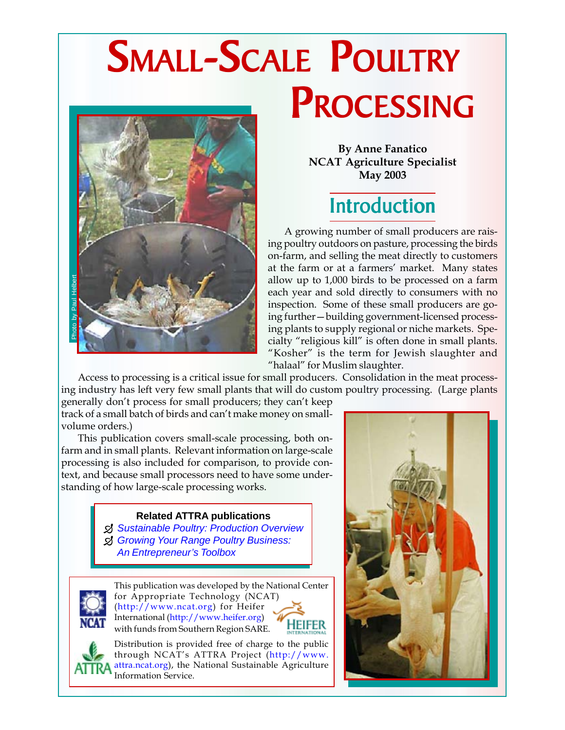# Small-Scale Poultry Processing

Photo by Paul Helbert

**By Anne Fanatico**
**NCAT Agriculture Specialist**
**May 2003**

## Introduction

A growing number of small producers are raising poultry outdoors on pasture, processing the birds on-farm, and selling the meat directly to customers at the farm or at a farmers' market. Many states allow up to 1,000 birds to be processed on a farm each year and sold directly to consumers with no inspection. Some of these small producers are going further—building government-licensed processing plants to supply regional or niche markets. Specialty "religious kill" is often done in small plants. "Kosher" is the term for Jewish slaughter and "halaal" for Muslim slaughter.

Access to processing is a critical issue for small producers. Consolidation in the meat processing industry has left very few small plants that will do custom poultry processing. (Large plants generally don't process for small producers; they can't keep track of a small batch of birds and can't make money on small-volume orders.)

This publication covers small-scale processing, both on-farm and in small plants. Relevant information on large-scale processing is also included for comparison, to provide context, and because small processors need to have some understanding of how large-scale processing works.

**Related ATTRA publications**

- *Sustainable Poultry: Production Overview*
- *Growing Your Range Poultry Business: An Entrepreneur's Toolbox*

This publication was developed by the National Center for Appropriate Technology (NCAT) (http://www.ncat.org) for Heifer International (http://www.heifer.org) with funds from Southern Region SARE.

Distribution is provided free of charge to the public through NCAT's ATTRA Project (http://www.attra.ncat.org), the National Sustainable Agriculture Information Service.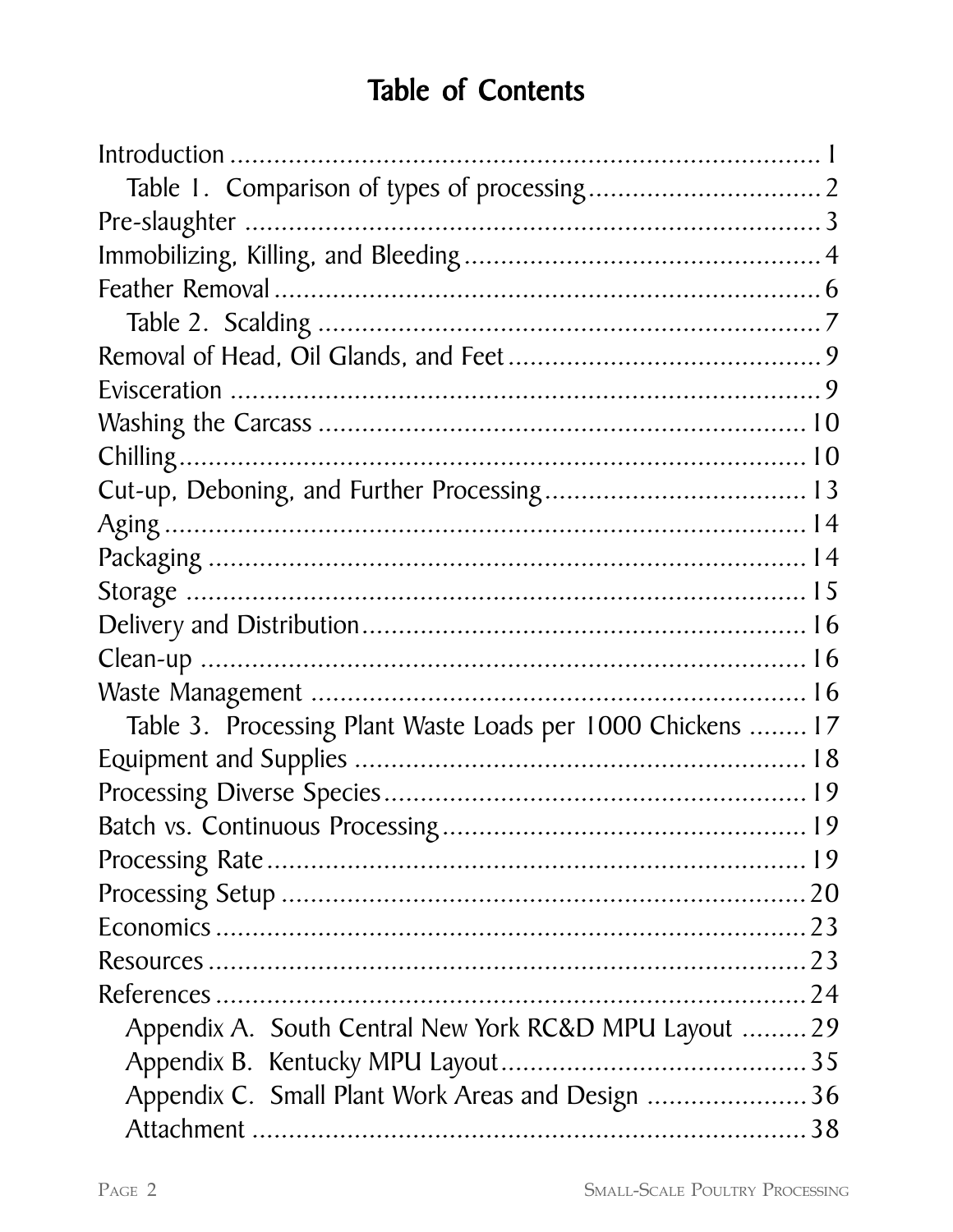# Table of Contents

Introduction ........................................................................ 1
  Table 1. Comparison of types of processing ................................ 2
Pre-slaughter ........................................................................ 3
Immobilizing, Killing, and Bleeding ............................................ 4
Feather Removal .................................................................... 6
  Table 2. Scalding .................................................................. 7
Removal of Head, Oil Glands, and Feet ........................................ 9
Evisceration .......................................................................... 9
Washing the Carcass ............................................................. 10
Chilling ............................................................................... 10
Cut-up, Deboning, and Further Processing .................................. 13
Aging ................................................................................. 14
Packaging ............................................................................ 14
Storage ............................................................................... 15
Delivery and Distribution ........................................................ 16
Clean-up ............................................................................. 16
Waste Management ................................................................ 16
  Table 3. Processing Plant Waste Loads per 1000 Chickens ........ 17
Equipment and Supplies ........................................................ 18
Processing Diverse Species .................................................... 19
Batch vs. Continuous Processing .............................................. 19
Processing Rate .................................................................... 19
Processing Setup .................................................................. 20
Economics ........................................................................... 23
Resources ........................................................................... 23
References .......................................................................... 24
  Appendix A. South Central New York RC&D MPU Layout ......... 29
  Appendix B. Kentucky MPU Layout ........................................ 35
  Appendix C. Small Plant Work Areas and Design ...................... 36
  Attachment ........................................................................ 38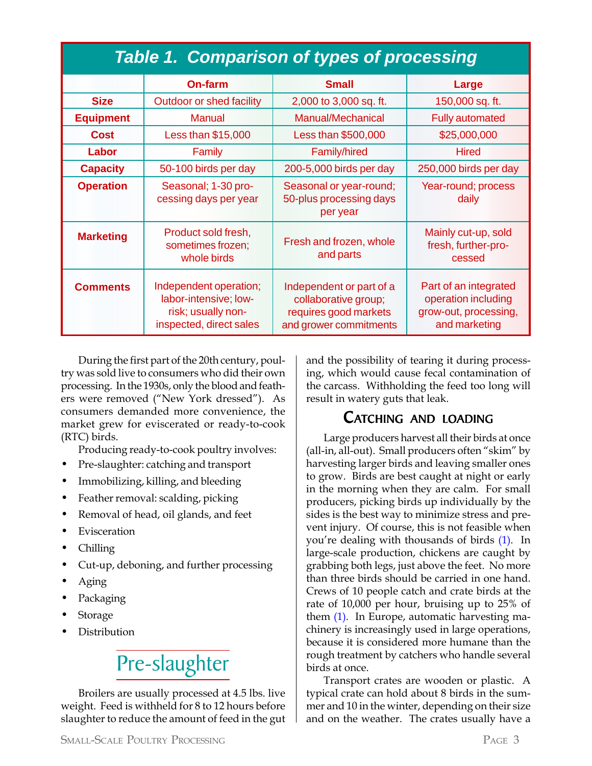**Table 1. Comparison of types of processing**

| | On-farm | Small | Large |
|---|---|---|---|
| **Size** | Outdoor or shed facility | 2,000 to 3,000 sq. ft. | 150,000 sq. ft. |
| **Equipment** | Manual | Manual/Mechanical | Fully automated |
| **Cost** | Less than $15,000 | Less than $500,000 | $25,000,000 |
| **Labor** | Family | Family/hired | Hired |
| **Capacity** | 50-100 birds per day | 200-5,000 birds per day | 250,000 birds per day |
| **Operation** | Seasonal; 1-30 processing days per year | Seasonal or year-round; 50-plus processing days per year | Year-round; process daily |
| **Marketing** | Product sold fresh, sometimes frozen; whole birds | Fresh and frozen, whole and parts | Mainly cut-up, sold fresh, further-processed |
| **Comments** | Independent operation; labor-intensive; low-risk; usually non-inspected, direct sales | Independent or part of a collaborative group; requires good markets and grower commitments | Part of an integrated operation including grow-out, processing, and marketing |

During the first part of the 20th century, poultry was sold live to consumers who did their own processing. In the 1930s, only the blood and feathers were removed ("New York dressed"). As consumers demanded more convenience, the market grew for eviscerated or ready-to-cook (RTC) birds.

Producing ready-to-cook poultry involves:

- Pre-slaughter: catching and transport
- Immobilizing, killing, and bleeding
- Feather removal: scalding, picking
- Removal of head, oil glands, and feet
- Evisceration
- Chilling
- Cut-up, deboning, and further processing
- Aging
- Packaging
- Storage
- Distribution

## Pre-slaughter

Broilers are usually processed at 4.5 lbs. live weight. Feed is withheld for 8 to 12 hours before slaughter to reduce the amount of feed in the gut and the possibility of tearing it during processing, which would cause fecal contamination of the carcass. Withholding the feed too long will result in watery guts that leak.

### Catching and loading

Large producers harvest all their birds at once (all-in, all-out). Small producers often "skim" by harvesting larger birds and leaving smaller ones to grow. Birds are best caught at night or early in the morning when they are calm. For small producers, picking birds up individually by the sides is the best way to minimize stress and prevent injury. Of course, this is not feasible when you're dealing with thousands of birds (1). In large-scale production, chickens are caught by grabbing both legs, just above the feet. No more than three birds should be carried in one hand. Crews of 10 people catch and crate birds at the rate of 10,000 per hour, bruising up to 25% of them (1). In Europe, automatic harvesting machinery is increasingly used in large operations, because it is considered more humane than the rough treatment by catchers who handle several birds at once.

Transport crates are wooden or plastic. A typical crate can hold about 8 birds in the summer and 10 in the winter, depending on their size and on the weather. The crates usually have a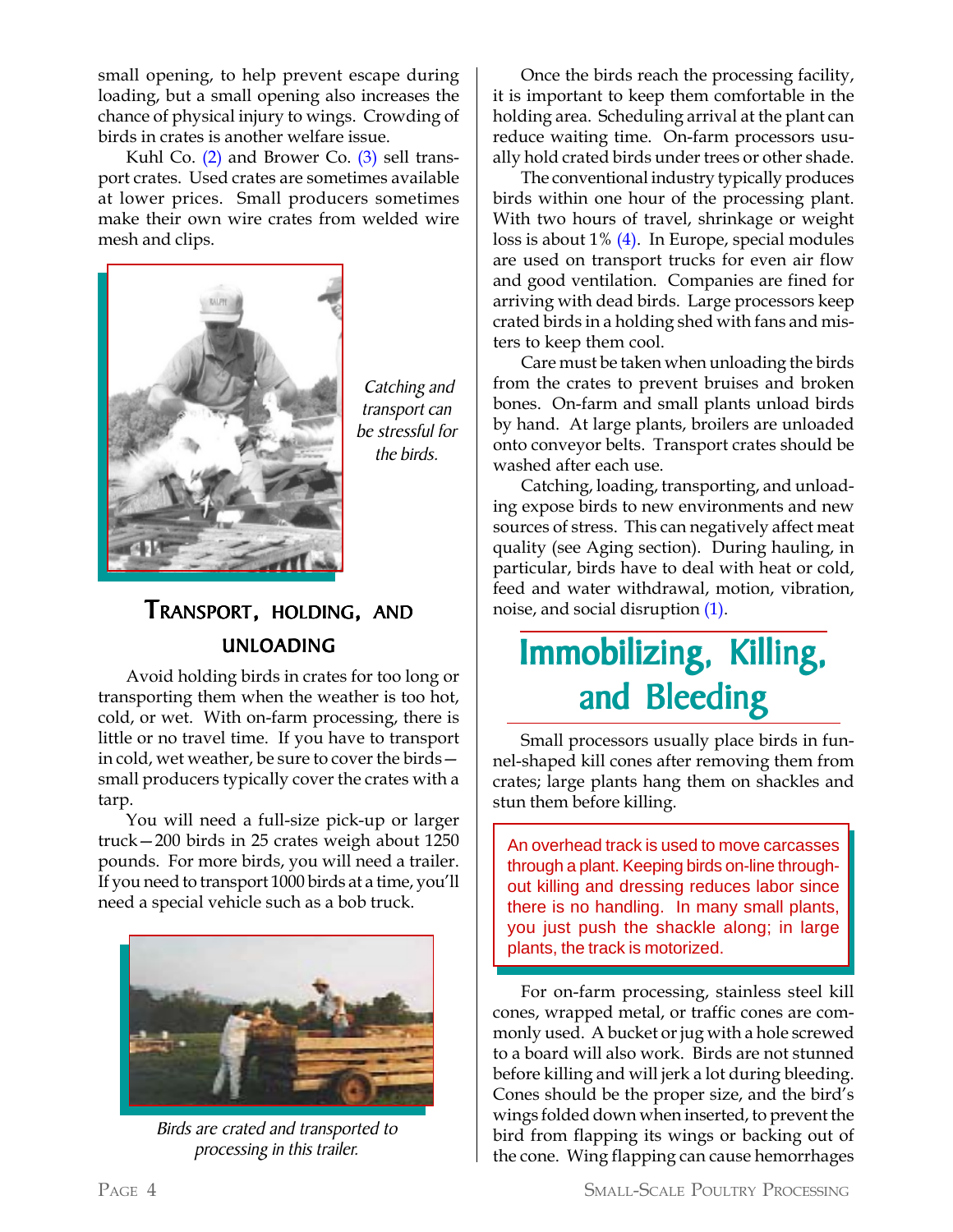small opening, to help prevent escape during loading, but a small opening also increases the chance of physical injury to wings. Crowding of birds in crates is another welfare issue.

Kuhl Co. (2) and Brower Co. (3) sell transport crates. Used crates are sometimes available at lower prices. Small producers sometimes make their own wire crates from welded wire mesh and clips.

*Catching and transport can be stressful for the birds.*

### Transport, holding, and unloading

Avoid holding birds in crates for too long or transporting them when the weather is too hot, cold, or wet. With on-farm processing, there is little or no travel time. If you have to transport in cold, wet weather, be sure to cover the birds—small producers typically cover the crates with a tarp.

You will need a full-size pick-up or larger truck—200 birds in 25 crates weigh about 1250 pounds. For more birds, you will need a trailer. If you need to transport 1000 birds at a time, you'll need a special vehicle such as a bob truck.

*Birds are crated and transported to processing in this trailer.*

Once the birds reach the processing facility, it is important to keep them comfortable in the holding area. Scheduling arrival at the plant can reduce waiting time. On-farm processors usually hold crated birds under trees or other shade.

The conventional industry typically produces birds within one hour of the processing plant. With two hours of travel, shrinkage or weight loss is about 1% (4). In Europe, special modules are used on transport trucks for even air flow and good ventilation. Companies are fined for arriving with dead birds. Large processors keep crated birds in a holding shed with fans and misters to keep them cool.

Care must be taken when unloading the birds from the crates to prevent bruises and broken bones. On-farm and small plants unload birds by hand. At large plants, broilers are unloaded onto conveyor belts. Transport crates should be washed after each use.

Catching, loading, transporting, and unloading expose birds to new environments and new sources of stress. This can negatively affect meat quality (see Aging section). During hauling, in particular, birds have to deal with heat or cold, feed and water withdrawal, motion, vibration, noise, and social disruption (1).

## Immobilizing, Killing, and Bleeding

Small processors usually place birds in funnel-shaped kill cones after removing them from crates; large plants hang them on shackles and stun them before killing.

> An overhead track is used to move carcasses through a plant. Keeping birds on-line throughout killing and dressing reduces labor since there is no handling. In many small plants, you just push the shackle along; in large plants, the track is motorized.

For on-farm processing, stainless steel kill cones, wrapped metal, or traffic cones are commonly used. A bucket or jug with a hole screwed to a board will also work. Birds are not stunned before killing and will jerk a lot during bleeding. Cones should be the proper size, and the bird's wings folded down when inserted, to prevent the bird from flapping its wings or backing out of the cone. Wing flapping can cause hemorrhages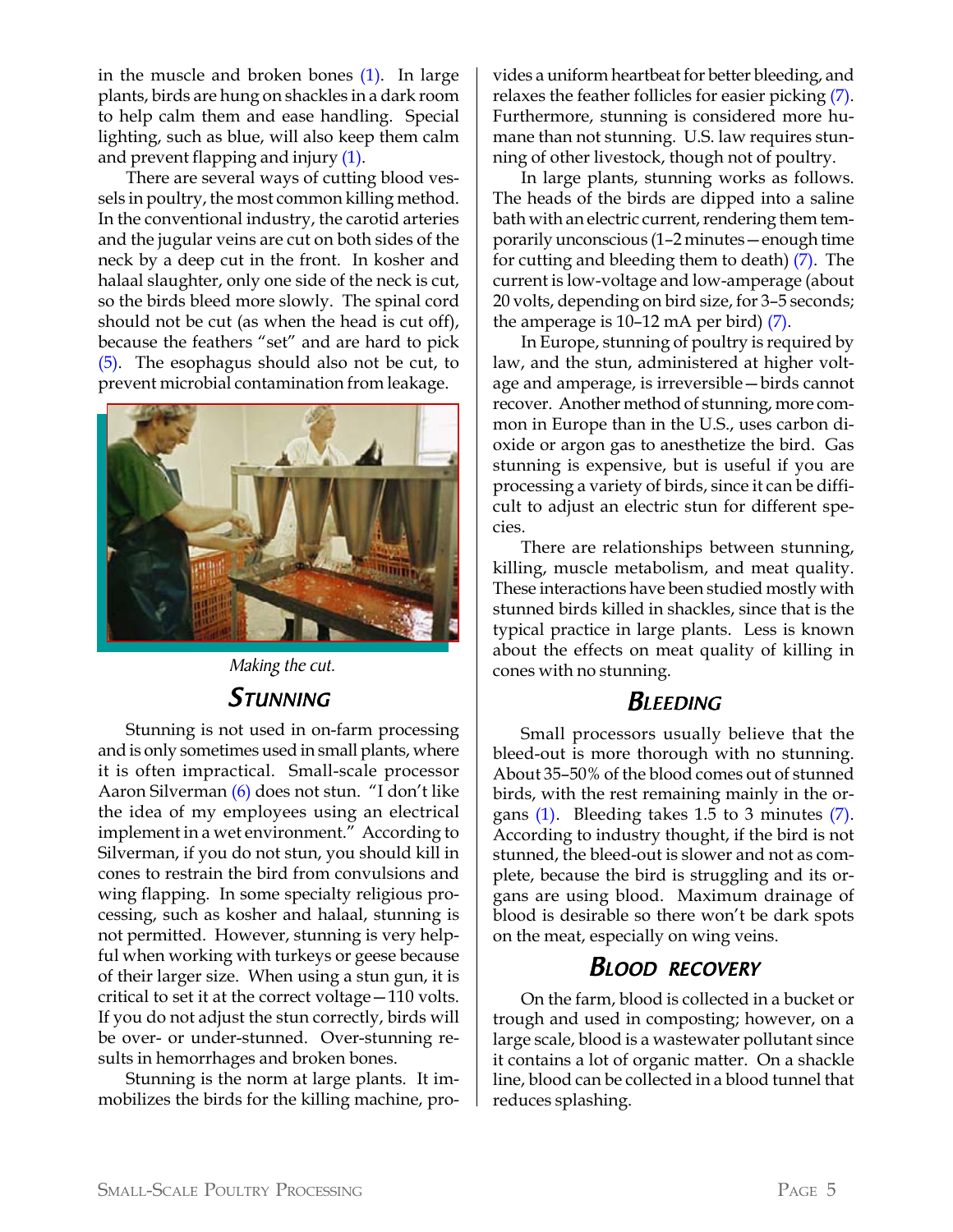in the muscle and broken bones (1). In large plants, birds are hung on shackles in a dark room to help calm them and ease handling. Special lighting, such as blue, will also keep them calm and prevent flapping and injury (1).

There are several ways of cutting blood vessels in poultry, the most common killing method. In the conventional industry, the carotid arteries and the jugular veins are cut on both sides of the neck by a deep cut in the front. In kosher and halaal slaughter, only one side of the neck is cut, so the birds bleed more slowly. The spinal cord should not be cut (as when the head is cut off), because the feathers "set" and are hard to pick (5). The esophagus should also not be cut, to prevent microbial contamination from leakage.

*Making the cut.*

## Stunning

Stunning is not used in on-farm processing and is only sometimes used in small plants, where it is often impractical. Small-scale processor Aaron Silverman (6) does not stun. "I don't like the idea of my employees using an electrical implement in a wet environment." According to Silverman, if you do not stun, you should kill in cones to restrain the bird from convulsions and wing flapping. In some specialty religious processing, such as kosher and halaal, stunning is not permitted. However, stunning is very helpful when working with turkeys or geese because of their larger size. When using a stun gun, it is critical to set it at the correct voltage—110 volts. If you do not adjust the stun correctly, birds will be over- or under-stunned. Over-stunning results in hemorrhages and broken bones.

Stunning is the norm at large plants. It immobilizes the birds for the killing machine, provides a uniform heartbeat for better bleeding, and relaxes the feather follicles for easier picking (7). Furthermore, stunning is considered more humane than not stunning. U.S. law requires stunning of other livestock, though not of poultry.

In large plants, stunning works as follows. The heads of the birds are dipped into a saline bath with an electric current, rendering them temporarily unconscious (1–2 minutes—enough time for cutting and bleeding them to death) (7). The current is low-voltage and low-amperage (about 20 volts, depending on bird size, for 3–5 seconds; the amperage is 10–12 mA per bird) (7).

In Europe, stunning of poultry is required by law, and the stun, administered at higher voltage and amperage, is irreversible—birds cannot recover. Another method of stunning, more common in Europe than in the U.S., uses carbon dioxide or argon gas to anesthetize the bird. Gas stunning is expensive, but is useful if you are processing a variety of birds, since it can be difficult to adjust an electric stun for different species.

There are relationships between stunning, killing, muscle metabolism, and meat quality. These interactions have been studied mostly with stunned birds killed in shackles, since that is the typical practice in large plants. Less is known about the effects on meat quality of killing in cones with no stunning.

## Bleeding

Small processors usually believe that the bleed-out is more thorough with no stunning. About 35–50% of the blood comes out of stunned birds, with the rest remaining mainly in the organs (1). Bleeding takes 1.5 to 3 minutes (7). According to industry thought, if the bird is not stunned, the bleed-out is slower and not as complete, because the bird is struggling and its organs are using blood. Maximum drainage of blood is desirable so there won't be dark spots on the meat, especially on wing veins.

## Blood Recovery

On the farm, blood is collected in a bucket or trough and used in composting; however, on a large scale, blood is a wastewater pollutant since it contains a lot of organic matter. On a shackle line, blood can be collected in a blood tunnel that reduces splashing.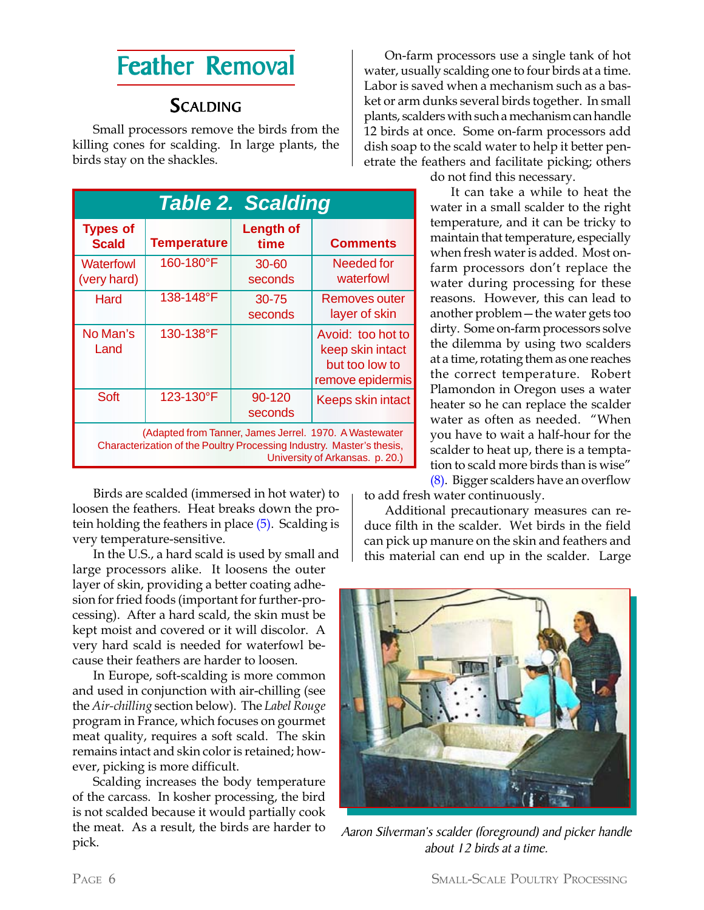# Feather Removal

## Scalding

Small processors remove the birds from the killing cones for scalding. In large plants, the birds stay on the shackles.

| Table 2. Scalding | | | |
|---|---|---|---|
| **Types of Scald** | **Temperature** | **Length of time** | **Comments** |
| Waterfowl (very hard) | 160-180°F | 30-60 seconds | Needed for waterfowl |
| Hard | 138-148°F | 30-75 seconds | Removes outer layer of skin |
| No Man's Land | 130-138°F | | Avoid: too hot to keep skin intact but too low to remove epidermis |
| Soft | 123-130°F | 90-120 seconds | Keeps skin intact |

(Adapted from Tanner, James Jerrel. 1970. A Wastewater Characterization of the Poultry Processing Industry. Master's thesis, University of Arkansas. p. 20.)

Birds are scalded (immersed in hot water) to loosen the feathers. Heat breaks down the protein holding the feathers in place (5). Scalding is very temperature-sensitive.

In the U.S., a hard scald is used by small and large processors alike. It loosens the outer layer of skin, providing a better coating adhesion for fried foods (important for further-processing). After a hard scald, the skin must be kept moist and covered or it will discolor. A very hard scald is needed for waterfowl because their feathers are harder to loosen.

In Europe, soft-scalding is more common and used in conjunction with air-chilling (see the *Air-chilling* section below). The *Label Rouge* program in France, which focuses on gourmet meat quality, requires a soft scald. The skin remains intact and skin color is retained; however, picking is more difficult.

Scalding increases the body temperature of the carcass. In kosher processing, the bird is not scalded because it would partially cook the meat. As a result, the birds are harder to pick.

On-farm processors use a single tank of hot water, usually scalding one to four birds at a time. Labor is saved when a mechanism such as a basket or arm dunks several birds together. In small plants, scalders with such a mechanism can handle 12 birds at once. Some on-farm processors add dish soap to the scald water to help it better penetrate the feathers and facilitate picking; others do not find this necessary.

It can take a while to heat the water in a small scalder to the right temperature, and it can be tricky to maintain that temperature, especially when fresh water is added. Most on-farm processors don't replace the water during processing for these reasons. However, this can lead to another problem—the water gets too dirty. Some on-farm processors solve the dilemma by using two scalders at a time, rotating them as one reaches the correct temperature. Robert Plamondon in Oregon uses a water heater so he can replace the scalder water as often as needed. "When you have to wait a half-hour for the scalder to heat up, there is a temptation to scald more birds than is wise" (8). Bigger scalders have an overflow to add fresh water continuously.

Additional precautionary measures can reduce filth in the scalder. Wet birds in the field can pick up manure on the skin and feathers and this material can end up in the scalder. Large

*Aaron Silverman's scalder (foreground) and picker handle about 12 birds at a time.*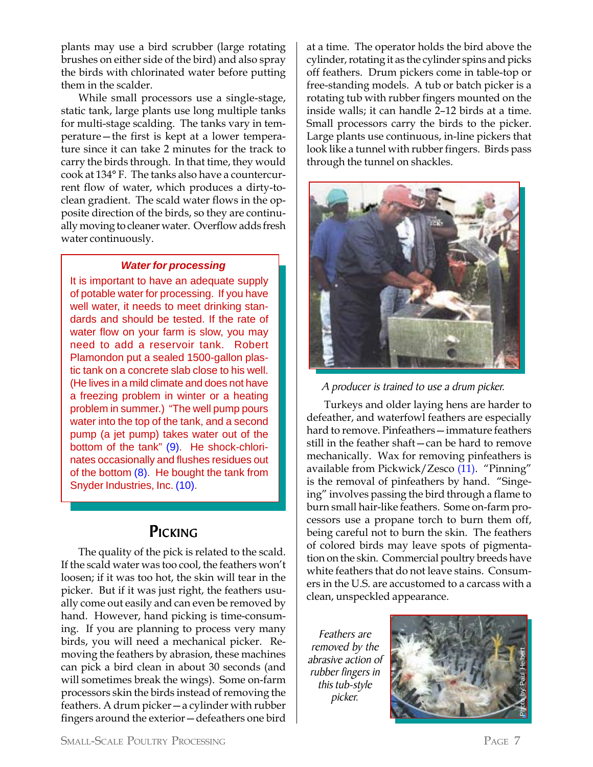plants may use a bird scrubber (large rotating brushes on either side of the bird) and also spray the birds with chlorinated water before putting them in the scalder.

While small processors use a single-stage, static tank, large plants use long multiple tanks for multi-stage scalding. The tanks vary in temperature—the first is kept at a lower temperature since it can take 2 minutes for the track to carry the birds through. In that time, they would cook at 134° F. The tanks also have a countercurrent flow of water, which produces a dirty-to-clean gradient. The scald water flows in the opposite direction of the birds, so they are continually moving to cleaner water. Overflow adds fresh water continuously.

> ***Water for processing***
>
> It is important to have an adequate supply of potable water for processing. If you have well water, it needs to meet drinking standards and should be tested. If the rate of water flow on your farm is slow, you may need to add a reservoir tank. Robert Plamondon put a sealed 1500-gallon plastic tank on a concrete slab close to his well. (He lives in a mild climate and does not have a freezing problem in winter or a heating problem in summer.) "The well pump pours water into the top of the tank, and a second pump (a jet pump) takes water out of the bottom of the tank" (9). He shock-chlorinates occasionally and flushes residues out of the bottom (8). He bought the tank from Snyder Industries, Inc. (10).

## Picking

The quality of the pick is related to the scald. If the scald water was too cool, the feathers won't loosen; if it was too hot, the skin will tear in the picker. But if it was just right, the feathers usually come out easily and can even be removed by hand. However, hand picking is time-consuming. If you are planning to process very many birds, you will need a mechanical picker. Removing the feathers by abrasion, these machines can pick a bird clean in about 30 seconds (and will sometimes break the wings). Some on-farm processors skin the birds instead of removing the feathers. A drum picker—a cylinder with rubber fingers around the exterior—defeathers one bird at a time. The operator holds the bird above the cylinder, rotating it as the cylinder spins and picks off feathers. Drum pickers come in table-top or free-standing models. A tub or batch picker is a rotating tub with rubber fingers mounted on the inside walls; it can handle 2–12 birds at a time. Small processors carry the birds to the picker. Large plants use continuous, in-line pickers that look like a tunnel with rubber fingers. Birds pass through the tunnel on shackles.

*A producer is trained to use a drum picker.*

Turkeys and older laying hens are harder to defeather, and waterfowl feathers are especially hard to remove. Pinfeathers—immature feathers still in the feather shaft—can be hard to remove mechanically. Wax for removing pinfeathers is available from Pickwick/Zesco (11). "Pinning" is the removal of pinfeathers by hand. "Singeing" involves passing the bird through a flame to burn small hair-like feathers. Some on-farm processors use a propane torch to burn them off, being careful not to burn the skin. The feathers of colored birds may leave spots of pigmentation on the skin. Commercial poultry breeds have white feathers that do not leave stains. Consumers in the U.S. are accustomed to a carcass with a clean, unspeckled appearance.

*Feathers are removed by the abrasive action of rubber fingers in this tub-style picker.*

Photo by: Paul Helbert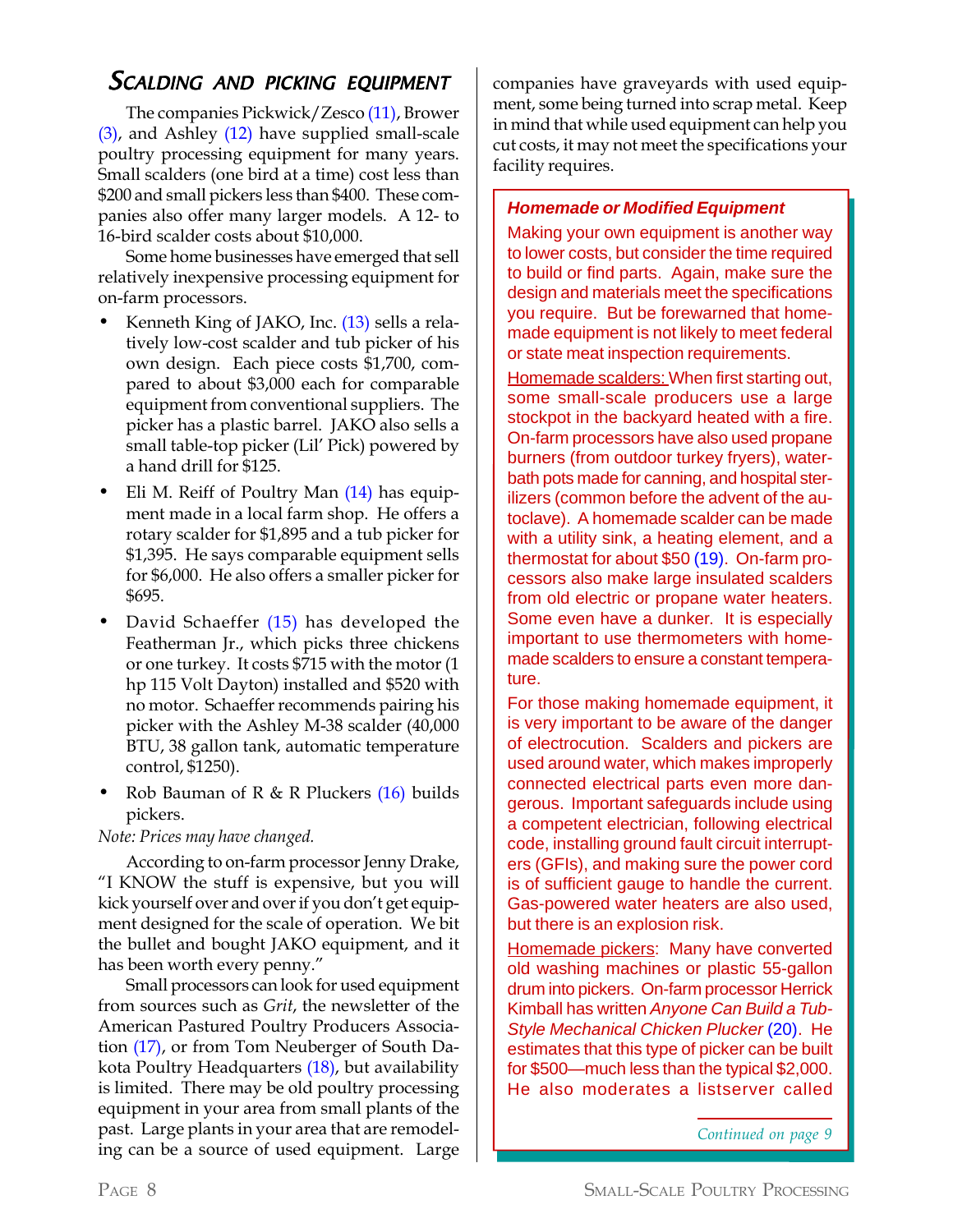## Scalding and Picking Equipment

The companies Pickwick/Zesco (11), Brower (3), and Ashley (12) have supplied small-scale poultry processing equipment for many years. Small scalders (one bird at a time) cost less than $200 and small pickers less than $400. These companies also offer many larger models. A 12- to 16-bird scalder costs about $10,000.

Some home businesses have emerged that sell relatively inexpensive processing equipment for on-farm processors.

- Kenneth King of JAKO, Inc. (13) sells a relatively low-cost scalder and tub picker of his own design. Each piece costs $1,700, compared to about $3,000 each for comparable equipment from conventional suppliers. The picker has a plastic barrel. JAKO also sells a small table-top picker (Lil' Pick) powered by a hand drill for $125.
- Eli M. Reiff of Poultry Man (14) has equipment made in a local farm shop. He offers a rotary scalder for $1,895 and a tub picker for $1,395. He says comparable equipment sells for $6,000. He also offers a smaller picker for $695.
- David Schaeffer (15) has developed the Featherman Jr., which picks three chickens or one turkey. It costs $715 with the motor (1 hp 115 Volt Dayton) installed and $520 with no motor. Schaeffer recommends pairing his picker with the Ashley M-38 scalder (40,000 BTU, 38 gallon tank, automatic temperature control, $1250).
- Rob Bauman of R & R Pluckers (16) builds pickers.

*Note: Prices may have changed.*

According to on-farm processor Jenny Drake, "I KNOW the stuff is expensive, but you will kick yourself over and over if you don't get equipment designed for the scale of operation. We bit the bullet and bought JAKO equipment, and it has been worth every penny."

Small processors can look for used equipment from sources such as *Grit*, the newsletter of the American Pastured Poultry Producers Association (17), or from Tom Neuberger of South Dakota Poultry Headquarters (18), but availability is limited. There may be old poultry processing equipment in your area from small plants of the past. Large plants in your area that are remodeling can be a source of used equipment. Large companies have graveyards with used equipment, some being turned into scrap metal. Keep in mind that while used equipment can help you cut costs, it may not meet the specifications your facility requires.

### *Homemade or Modified Equipment*

Making your own equipment is another way to lower costs, but consider the time required to build or find parts. Again, make sure the design and materials meet the specifications you require. But be forewarned that homemade equipment is not likely to meet federal or state meat inspection requirements.

Homemade scalders: When first starting out, some small-scale producers use a large stockpot in the backyard heated with a fire. On-farm processors have also used propane burners (from outdoor turkey fryers), water-bath pots made for canning, and hospital sterilizers (common before the advent of the autoclave). A homemade scalder can be made with a utility sink, a heating element, and a thermostat for about $50 (19). On-farm processors also make large insulated scalders from old electric or propane water heaters. Some even have a dunker. It is especially important to use thermometers with homemade scalders to ensure a constant temperature.

For those making homemade equipment, it is very important to be aware of the danger of electrocution. Scalders and pickers are used around water, which makes improperly connected electrical parts even more dangerous. Important safeguards include using a competent electrician, following electrical code, installing ground fault circuit interrupters (GFIs), and making sure the power cord is of sufficient gauge to handle the current. Gas-powered water heaters are also used, but there is an explosion risk.

Homemade pickers: Many have converted old washing machines or plastic 55-gallon drum into pickers. On-farm processor Herrick Kimball has written *Anyone Can Build a Tub-Style Mechanical Chicken Plucker* (20). He estimates that this type of picker can be built for $500—much less than the typical $2,000. He also moderates a listserver called

*Continued on page 9*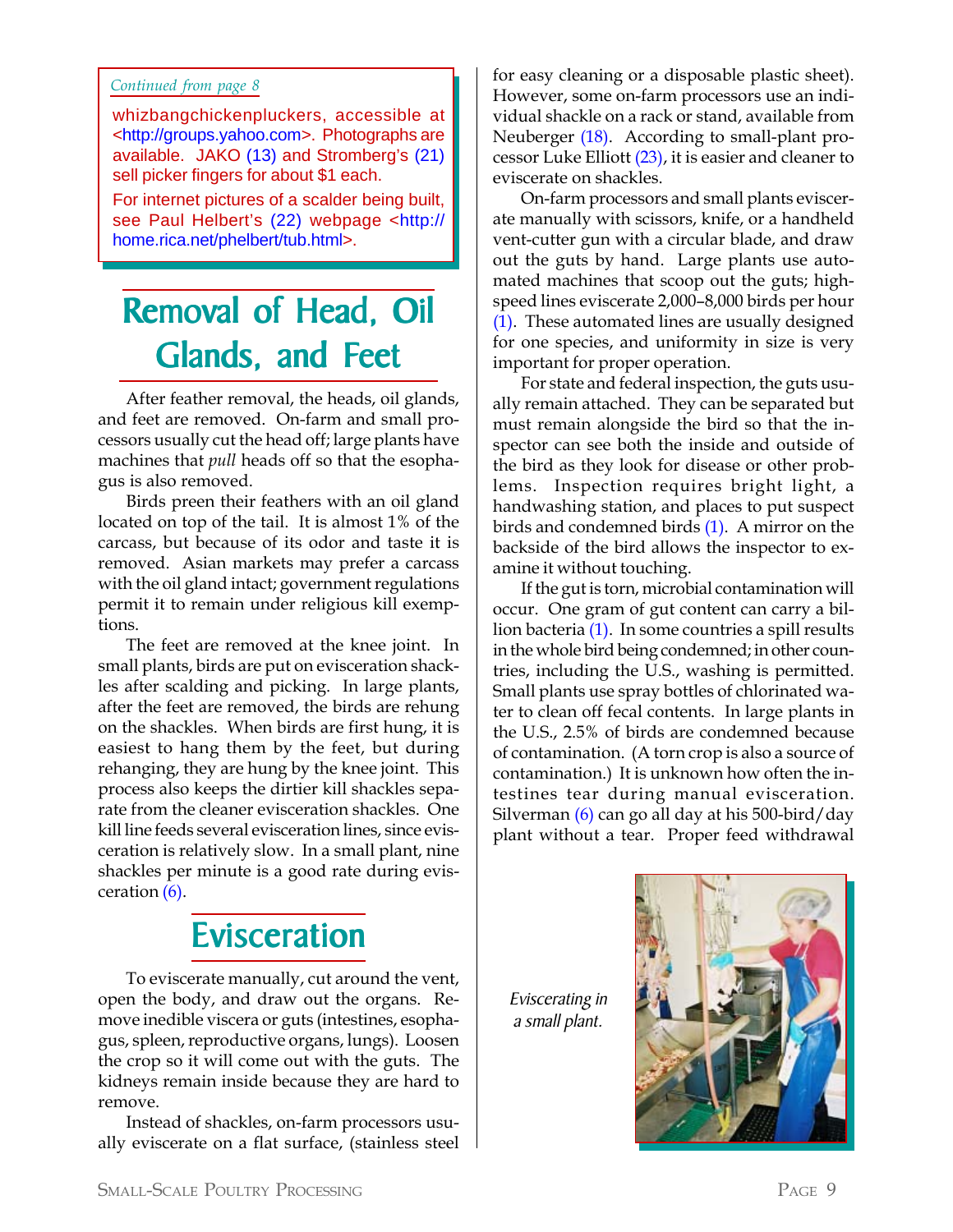*Continued from page 8*

whizbangchickenpluckers, accessible at <http://groups.yahoo.com>. Photographs are available. JAKO (13) and Stromberg's (21) sell picker fingers for about $1 each.

For internet pictures of a scalder being built, see Paul Helbert's (22) webpage <http://home.rica.net/phelbert/tub.html>.

## Removal of Head, Oil Glands, and Feet

After feather removal, the heads, oil glands, and feet are removed. On-farm and small processors usually cut the head off; large plants have machines that *pull* heads off so that the esophagus is also removed.

Birds preen their feathers with an oil gland located on top of the tail. It is almost 1% of the carcass, but because of its odor and taste it is removed. Asian markets may prefer a carcass with the oil gland intact; government regulations permit it to remain under religious kill exemptions.

The feet are removed at the knee joint. In small plants, birds are put on evisceration shackles after scalding and picking. In large plants, after the feet are removed, the birds are rehung on the shackles. When birds are first hung, it is easiest to hang them by the feet, but during rehanging, they are hung by the knee joint. This process also keeps the dirtier kill shackles separate from the cleaner evisceration shackles. One kill line feeds several evisceration lines, since evisceration is relatively slow. In a small plant, nine shackles per minute is a good rate during evisceration (6).

## Evisceration

To eviscerate manually, cut around the vent, open the body, and draw out the organs. Remove inedible viscera or guts (intestines, esophagus, spleen, reproductive organs, lungs). Loosen the crop so it will come out with the guts. The kidneys remain inside because they are hard to remove.

Instead of shackles, on-farm processors usually eviscerate on a flat surface, (stainless steel for easy cleaning or a disposable plastic sheet). However, some on-farm processors use an individual shackle on a rack or stand, available from Neuberger (18). According to small-plant processor Luke Elliott (23), it is easier and cleaner to eviscerate on shackles.

On-farm processors and small plants eviscerate manually with scissors, knife, or a handheld vent-cutter gun with a circular blade, and draw out the guts by hand. Large plants use automated machines that scoop out the guts; high-speed lines eviscerate 2,000–8,000 birds per hour (1). These automated lines are usually designed for one species, and uniformity in size is very important for proper operation.

For state and federal inspection, the guts usually remain attached. They can be separated but must remain alongside the bird so that the inspector can see both the inside and outside of the bird as they look for disease or other problems. Inspection requires bright light, a handwashing station, and places to put suspect birds and condemned birds (1). A mirror on the backside of the bird allows the inspector to examine it without touching.

If the gut is torn, microbial contamination will occur. One gram of gut content can carry a billion bacteria (1). In some countries a spill results in the whole bird being condemned; in other countries, including the U.S., washing is permitted. Small plants use spray bottles of chlorinated water to clean off fecal contents. In large plants in the U.S., 2.5% of birds are condemned because of contamination. (A torn crop is also a source of contamination.) It is unknown how often the intestines tear during manual evisceration. Silverman (6) can go all day at his 500-bird/day plant without a tear. Proper feed withdrawal

*Eviscerating in a small plant.*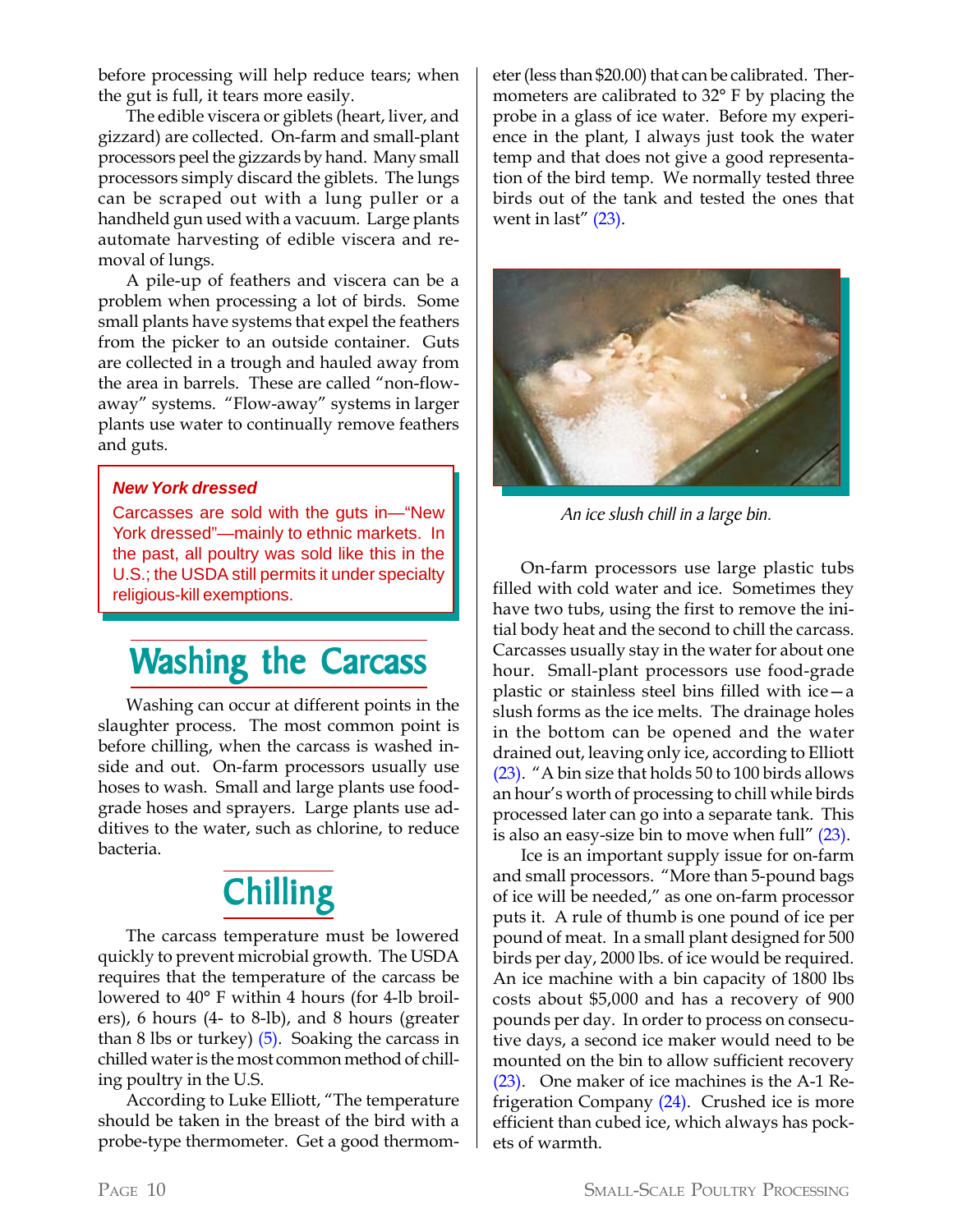before processing will help reduce tears; when the gut is full, it tears more easily.

The edible viscera or giblets (heart, liver, and gizzard) are collected. On-farm and small-plant processors peel the gizzards by hand. Many small processors simply discard the giblets. The lungs can be scraped out with a lung puller or a handheld gun used with a vacuum. Large plants automate harvesting of edible viscera and removal of lungs.

A pile-up of feathers and viscera can be a problem when processing a lot of birds. Some small plants have systems that expel the feathers from the picker to an outside container. Guts are collected in a trough and hauled away from the area in barrels. These are called "non-flow-away" systems. "Flow-away" systems in larger plants use water to continually remove feathers and guts.

> ***New York dressed***
>
> Carcasses are sold with the guts in—"New York dressed"—mainly to ethnic markets. In the past, all poultry was sold like this in the U.S.; the USDA still permits it under specialty religious-kill exemptions.

## Washing the Carcass

Washing can occur at different points in the slaughter process. The most common point is before chilling, when the carcass is washed inside and out. On-farm processors usually use hoses to wash. Small and large plants use food-grade hoses and sprayers. Large plants use additives to the water, such as chlorine, to reduce bacteria.

## Chilling

The carcass temperature must be lowered quickly to prevent microbial growth. The USDA requires that the temperature of the carcass be lowered to 40° F within 4 hours (for 4-lb broilers), 6 hours (4- to 8-lb), and 8 hours (greater than 8 lbs or turkey) (5). Soaking the carcass in chilled water is the most common method of chilling poultry in the U.S.

According to Luke Elliott, "The temperature should be taken in the breast of the bird with a probe-type thermometer. Get a good thermometer (less than $20.00) that can be calibrated. Thermometers are calibrated to 32° F by placing the probe in a glass of ice water. Before my experience in the plant, I always just took the water temp and that does not give a good representation of the bird temp. We normally tested three birds out of the tank and tested the ones that went in last" (23).

*An ice slush chill in a large bin.*

On-farm processors use large plastic tubs filled with cold water and ice. Sometimes they have two tubs, using the first to remove the initial body heat and the second to chill the carcass. Carcasses usually stay in the water for about one hour. Small-plant processors use food-grade plastic or stainless steel bins filled with ice—a slush forms as the ice melts. The drainage holes in the bottom can be opened and the water drained out, leaving only ice, according to Elliott (23). "A bin size that holds 50 to 100 birds allows an hour's worth of processing to chill while birds processed later can go into a separate tank. This is also an easy-size bin to move when full" (23).

Ice is an important supply issue for on-farm and small processors. "More than 5-pound bags of ice will be needed," as one on-farm processor puts it. A rule of thumb is one pound of ice per pound of meat. In a small plant designed for 500 birds per day, 2000 lbs. of ice would be required. An ice machine with a bin capacity of 1800 lbs costs about $5,000 and has a recovery of 900 pounds per day. In order to process on consecutive days, a second ice maker would need to be mounted on the bin to allow sufficient recovery (23). One maker of ice machines is the A-1 Refrigeration Company (24). Crushed ice is more efficient than cubed ice, which always has pockets of warmth.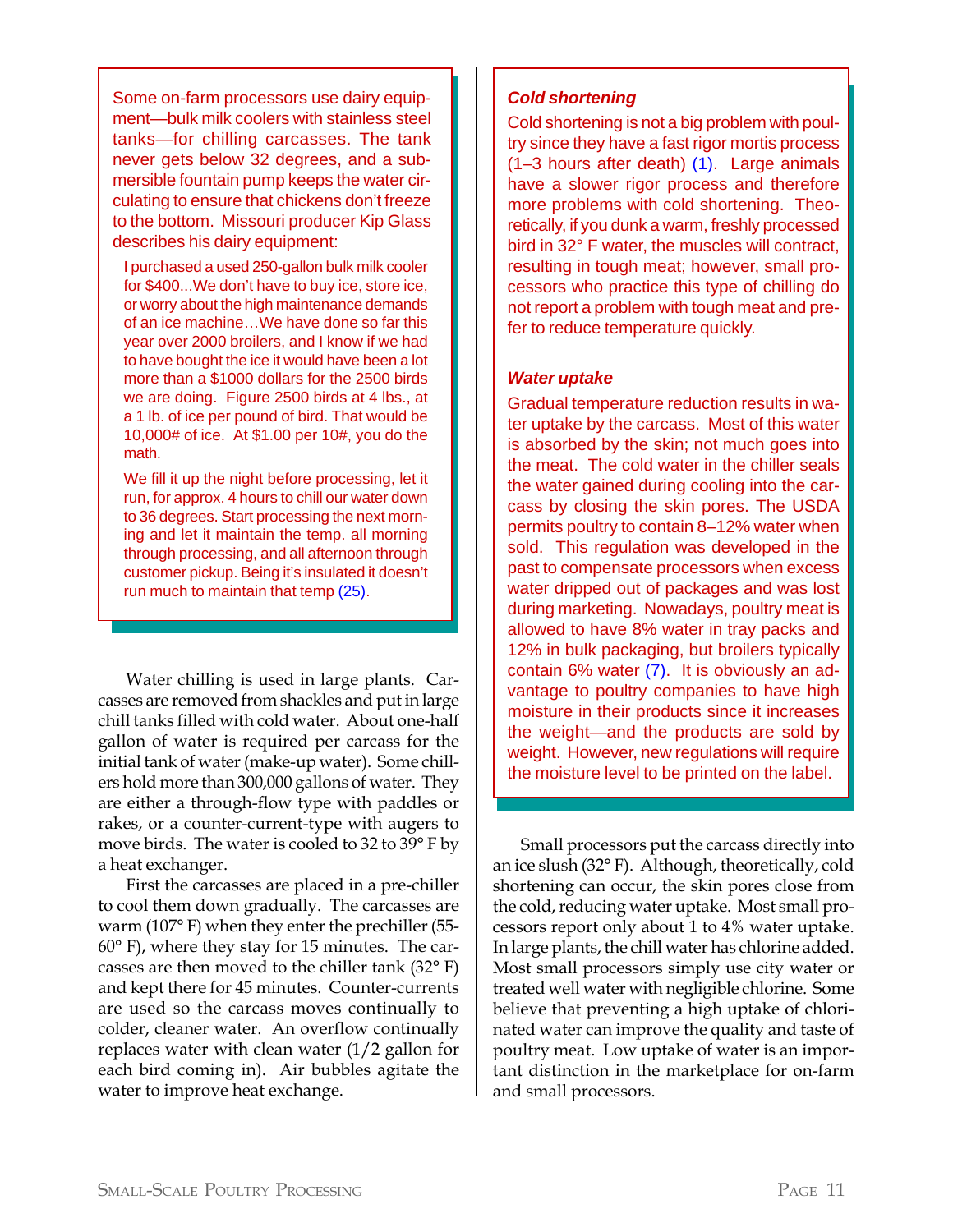Some on-farm processors use dairy equipment—bulk milk coolers with stainless steel tanks—for chilling carcasses. The tank never gets below 32 degrees, and a submersible fountain pump keeps the water circulating to ensure that chickens don't freeze to the bottom. Missouri producer Kip Glass describes his dairy equipment:

> I purchased a used 250-gallon bulk milk cooler for $400...We don't have to buy ice, store ice, or worry about the high maintenance demands of an ice machine…We have done so far this year over 2000 broilers, and I know if we had to have bought the ice it would have been a lot more than a $1000 dollars for the 2500 birds we are doing. Figure 2500 birds at 4 lbs., at a 1 lb. of ice per pound of bird. That would be 10,000# of ice. At $1.00 per 10#, you do the math.
>
> We fill it up the night before processing, let it run, for approx. 4 hours to chill our water down to 36 degrees. Start processing the next morning and let it maintain the temp. all morning through processing, and all afternoon through customer pickup. Being it's insulated it doesn't run much to maintain that temp (25).

Water chilling is used in large plants. Carcasses are removed from shackles and put in large chill tanks filled with cold water. About one-half gallon of water is required per carcass for the initial tank of water (make-up water). Some chillers hold more than 300,000 gallons of water. They are either a through-flow type with paddles or rakes, or a counter-current-type with augers to move birds. The water is cooled to 32 to 39° F by a heat exchanger.

First the carcasses are placed in a pre-chiller to cool them down gradually. The carcasses are warm (107° F) when they enter the prechiller (55-60° F), where they stay for 15 minutes. The carcasses are then moved to the chiller tank (32° F) and kept there for 45 minutes. Counter-currents are used so the carcass moves continually to colder, cleaner water. An overflow continually replaces water with clean water (1/2 gallon for each bird coming in). Air bubbles agitate the water to improve heat exchange.

### *Cold shortening*

Cold shortening is not a big problem with poultry since they have a fast rigor mortis process (1–3 hours after death) (1). Large animals have a slower rigor process and therefore more problems with cold shortening. Theoretically, if you dunk a warm, freshly processed bird in 32° F water, the muscles will contract, resulting in tough meat; however, small processors who practice this type of chilling do not report a problem with tough meat and prefer to reduce temperature quickly.

### *Water uptake*

Gradual temperature reduction results in water uptake by the carcass. Most of this water is absorbed by the skin; not much goes into the meat. The cold water in the chiller seals the water gained during cooling into the carcass by closing the skin pores. The USDA permits poultry to contain 8–12% water when sold. This regulation was developed in the past to compensate processors when excess water dripped out of packages and was lost during marketing. Nowadays, poultry meat is allowed to have 8% water in tray packs and 12% in bulk packaging, but broilers typically contain 6% water (7). It is obviously an advantage to poultry companies to have high moisture in their products since it increases the weight—and the products are sold by weight. However, new regulations will require the moisture level to be printed on the label.

Small processors put the carcass directly into an ice slush (32° F). Although, theoretically, cold shortening can occur, the skin pores close from the cold, reducing water uptake. Most small processors report only about 1 to 4% water uptake. In large plants, the chill water has chlorine added. Most small processors simply use city water or treated well water with negligible chlorine. Some believe that preventing a high uptake of chlorinated water can improve the quality and taste of poultry meat. Low uptake of water is an important distinction in the marketplace for on-farm and small processors.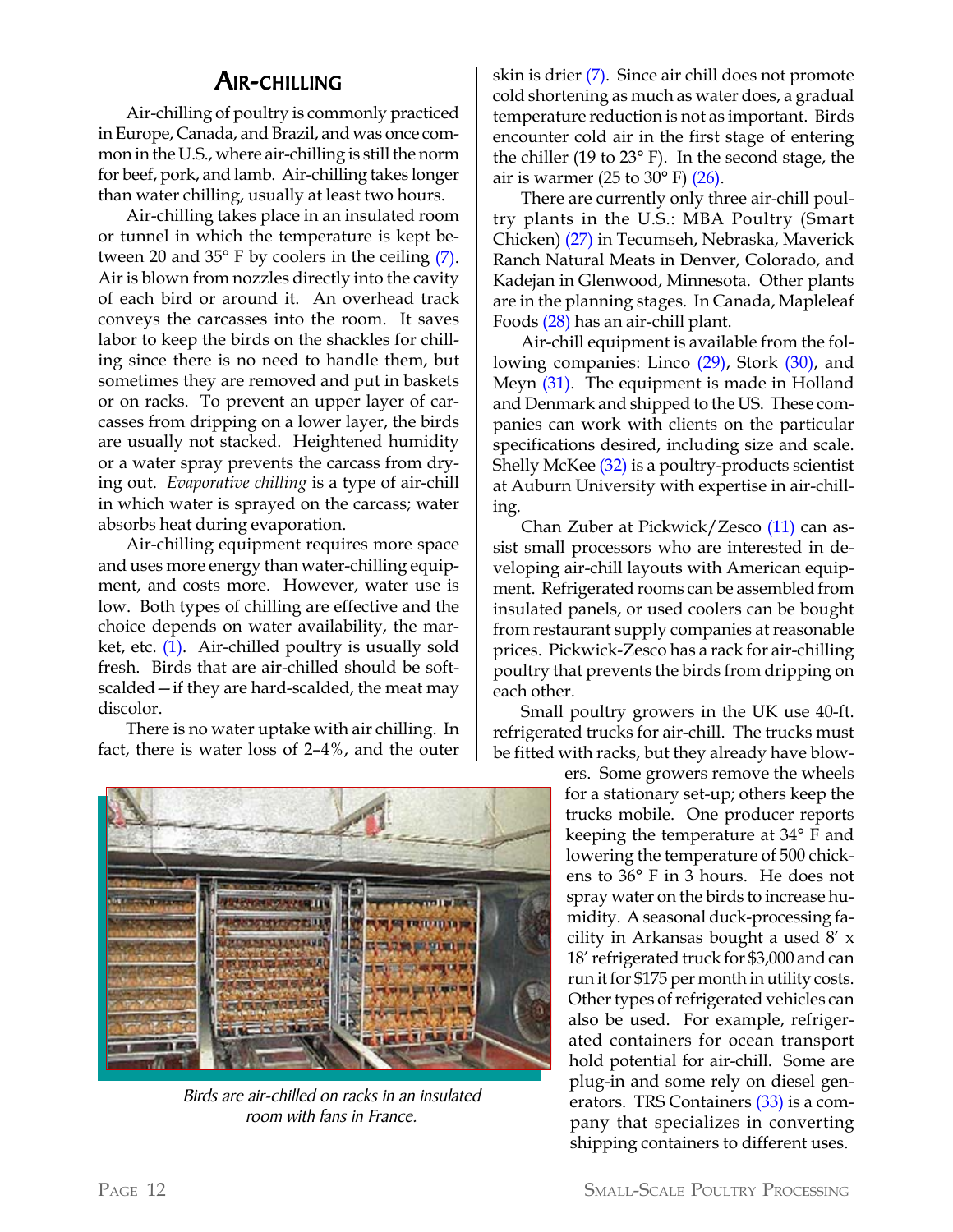## Air-chilling

Air-chilling of poultry is commonly practiced in Europe, Canada, and Brazil, and was once common in the U.S., where air-chilling is still the norm for beef, pork, and lamb. Air-chilling takes longer than water chilling, usually at least two hours.

Air-chilling takes place in an insulated room or tunnel in which the temperature is kept between 20 and 35° F by coolers in the ceiling (7). Air is blown from nozzles directly into the cavity of each bird or around it. An overhead track conveys the carcasses into the room. It saves labor to keep the birds on the shackles for chilling since there is no need to handle them, but sometimes they are removed and put in baskets or on racks. To prevent an upper layer of carcasses from dripping on a lower layer, the birds are usually not stacked. Heightened humidity or a water spray prevents the carcass from drying out. *Evaporative chilling* is a type of air-chill in which water is sprayed on the carcass; water absorbs heat during evaporation.

Air-chilling equipment requires more space and uses more energy than water-chilling equipment, and costs more. However, water use is low. Both types of chilling are effective and the choice depends on water availability, the market, etc. (1). Air-chilled poultry is usually sold fresh. Birds that are air-chilled should be soft-scalded—if they are hard-scalded, the meat may discolor.

There is no water uptake with air chilling. In fact, there is water loss of 2–4%, and the outer skin is drier (7). Since air chill does not promote cold shortening as much as water does, a gradual temperature reduction is not as important. Birds encounter cold air in the first stage of entering the chiller (19 to 23° F). In the second stage, the air is warmer (25 to 30° F) (26).

There are currently only three air-chill poultry plants in the U.S.: MBA Poultry (Smart Chicken) (27) in Tecumseh, Nebraska, Maverick Ranch Natural Meats in Denver, Colorado, and Kadejan in Glenwood, Minnesota. Other plants are in the planning stages. In Canada, Mapleleaf Foods (28) has an air-chill plant.

Air-chill equipment is available from the following companies: Linco (29), Stork (30), and Meyn (31). The equipment is made in Holland and Denmark and shipped to the US. These companies can work with clients on the particular specifications desired, including size and scale. Shelly McKee (32) is a poultry-products scientist at Auburn University with expertise in air-chilling.

Chan Zuber at Pickwick/Zesco (11) can assist small processors who are interested in developing air-chill layouts with American equipment. Refrigerated rooms can be assembled from insulated panels, or used coolers can be bought from restaurant supply companies at reasonable prices. Pickwick-Zesco has a rack for air-chilling poultry that prevents the birds from dripping on each other.

Small poultry growers in the UK use 40-ft. refrigerated trucks for air-chill. The trucks must be fitted with racks, but they already have blowers. Some growers remove the wheels for a stationary set-up; others keep the trucks mobile. One producer reports keeping the temperature at 34° F and lowering the temperature of 500 chickens to 36° F in 3 hours. He does not spray water on the birds to increase humidity. A seasonal duck-processing facility in Arkansas bought a used 8' x 18' refrigerated truck for $3,000 and can run it for $175 per month in utility costs. Other types of refrigerated vehicles can also be used. For example, refrigerated containers for ocean transport hold potential for air-chill. Some are plug-in and some rely on diesel generators. TRS Containers (33) is a company that specializes in converting shipping containers to different uses.

*Birds are air-chilled on racks in an insulated room with fans in France.*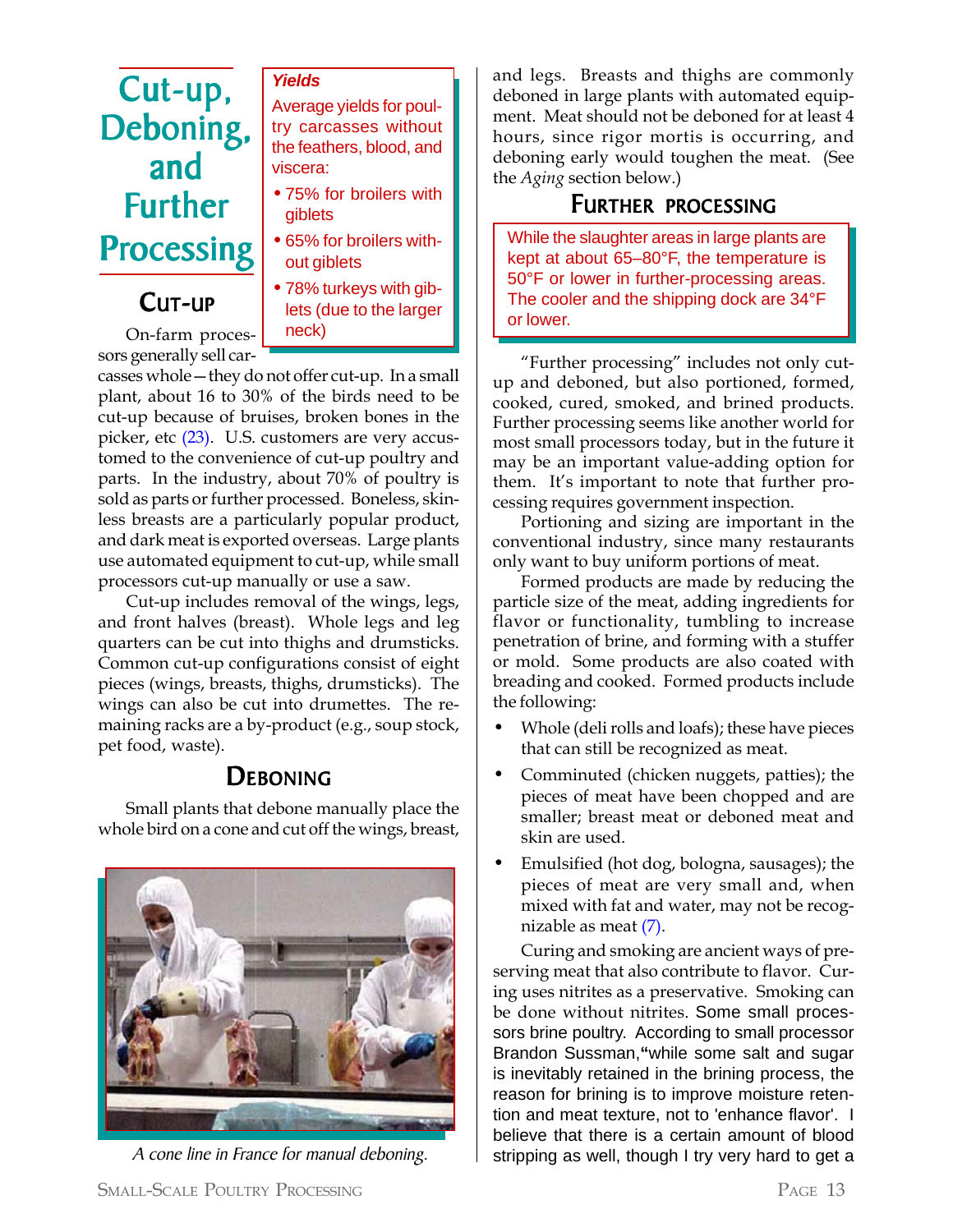# Cut-up, Deboning, and Further Processing

> **Yields**
>
> Average yields for poultry carcasses without the feathers, blood, and viscera:
>
> - 75% for broilers with giblets
> - 65% for broilers without giblets
> - 78% turkeys with giblets (due to the larger neck)

## Cut-up

On-farm processors generally sell carcasses whole—they do not offer cut-up. In a small plant, about 16 to 30% of the birds need to be cut-up because of bruises, broken bones in the picker, etc (23). U.S. customers are very accustomed to the convenience of cut-up poultry and parts. In the industry, about 70% of poultry is sold as parts or further processed. Boneless, skinless breasts are a particularly popular product, and dark meat is exported overseas. Large plants use automated equipment to cut-up, while small processors cut-up manually or use a saw.

Cut-up includes removal of the wings, legs, and front halves (breast). Whole legs and leg quarters can be cut into thighs and drumsticks. Common cut-up configurations consist of eight pieces (wings, breasts, thighs, drumsticks). The wings can also be cut into drumettes. The remaining racks are a by-product (e.g., soup stock, pet food, waste).

## Deboning

Small plants that debone manually place the whole bird on a cone and cut off the wings, breast, and legs. Breasts and thighs are commonly deboned in large plants with automated equipment. Meat should not be deboned for at least 4 hours, since rigor mortis is occurring, and deboning early would toughen the meat. (See the *Aging* section below.)

*A cone line in France for manual deboning.*

## Further processing

> While the slaughter areas in large plants are kept at about 65–80°F, the temperature is 50°F or lower in further-processing areas. The cooler and the shipping dock are 34°F or lower.

"Further processing" includes not only cut-up and deboned, but also portioned, formed, cooked, cured, smoked, and brined products. Further processing seems like another world for most small processors today, but in the future it may be an important value-adding option for them. It's important to note that further processing requires government inspection.

Portioning and sizing are important in the conventional industry, since many restaurants only want to buy uniform portions of meat.

Formed products are made by reducing the particle size of the meat, adding ingredients for flavor or functionality, tumbling to increase penetration of brine, and forming with a stuffer or mold. Some products are also coated with breading and cooked. Formed products include the following:

- Whole (deli rolls and loafs); these have pieces that can still be recognized as meat.
- Comminuted (chicken nuggets, patties); the pieces of meat have been chopped and are smaller; breast meat or deboned meat and skin are used.
- Emulsified (hot dog, bologna, sausages); the pieces of meat are very small and, when mixed with fat and water, may not be recognizable as meat (7).

Curing and smoking are ancient ways of preserving meat that also contribute to flavor. Curing uses nitrites as a preservative. Smoking can be done without nitrites. Some small processors brine poultry. According to small processor Brandon Sussman, "while some salt and sugar is inevitably retained in the brining process, the reason for brining is to improve moisture retention and meat texture, not to 'enhance flavor'. I believe that there is a certain amount of blood stripping as well, though I try very hard to get a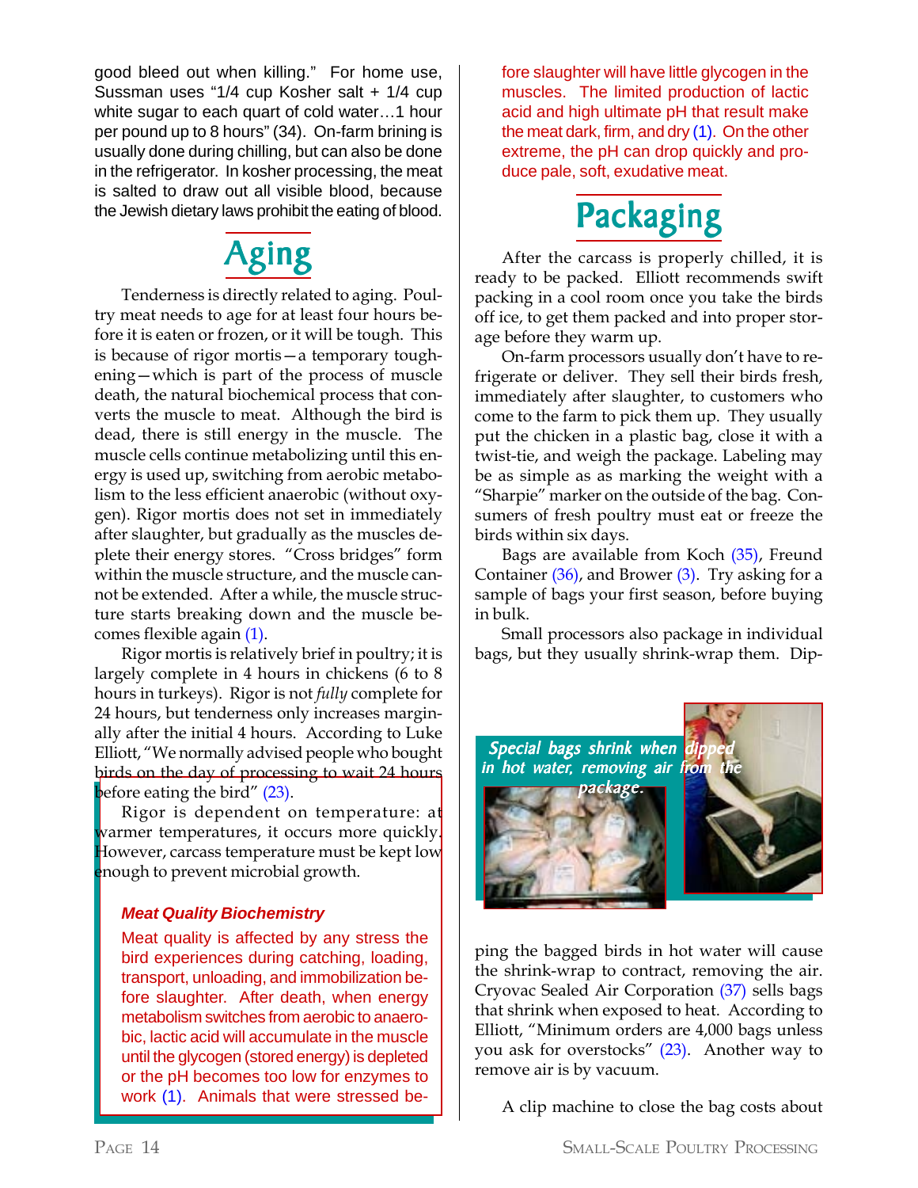good bleed out when killing." For home use, Sussman uses "1/4 cup Kosher salt + 1/4 cup white sugar to each quart of cold water…1 hour per pound up to 8 hours" (34). On-farm brining is usually done during chilling, but can also be done in the refrigerator. In kosher processing, the meat is salted to draw out all visible blood, because the Jewish dietary laws prohibit the eating of blood.

## Aging

Tenderness is directly related to aging. Poultry meat needs to age for at least four hours before it is eaten or frozen, or it will be tough. This is because of rigor mortis—a temporary toughening—which is part of the process of muscle death, the natural biochemical process that converts the muscle to meat. Although the bird is dead, there is still energy in the muscle. The muscle cells continue metabolizing until this energy is used up, switching from aerobic metabolism to the less efficient anaerobic (without oxygen). Rigor mortis does not set in immediately after slaughter, but gradually as the muscles deplete their energy stores. "Cross bridges" form within the muscle structure, and the muscle cannot be extended. After a while, the muscle structure starts breaking down and the muscle becomes flexible again (1).

Rigor mortis is relatively brief in poultry; it is largely complete in 4 hours in chickens (6 to 8 hours in turkeys). Rigor is not *fully* complete for 24 hours, but tenderness only increases marginally after the initial 4 hours. According to Luke Elliott, "We normally advised people who bought birds on the day of processing to wait 24 hours before eating the bird" (23).

Rigor is dependent on temperature: at warmer temperatures, it occurs more quickly. However, carcass temperature must be kept low enough to prevent microbial growth.

### Meat Quality Biochemistry

Meat quality is affected by any stress the bird experiences during catching, loading, transport, unloading, and immobilization before slaughter. After death, when energy metabolism switches from aerobic to anaerobic, lactic acid will accumulate in the muscle until the glycogen (stored energy) is depleted or the pH becomes too low for enzymes to work (1). Animals that were stressed before slaughter will have little glycogen in the muscles. The limited production of lactic acid and high ultimate pH that result make the meat dark, firm, and dry (1). On the other extreme, the pH can drop quickly and produce pale, soft, exudative meat.

## Packaging

After the carcass is properly chilled, it is ready to be packed. Elliott recommends swift packing in a cool room once you take the birds off ice, to get them packed and into proper storage before they warm up.

On-farm processors usually don't have to refrigerate or deliver. They sell their birds fresh, immediately after slaughter, to customers who come to the farm to pick them up. They usually put the chicken in a plastic bag, close it with a twist-tie, and weigh the package. Labeling may be as simple as as marking the weight with a "Sharpie" marker on the outside of the bag. Consumers of fresh poultry must eat or freeze the birds within six days.

Bags are available from Koch (35), Freund Container (36), and Brower (3). Try asking for a sample of bags your first season, before buying in bulk.

Small processors also package in individual bags, but they usually shrink-wrap them. Dipping the bagged birds in hot water will cause the shrink-wrap to contract, removing the air. Cryovac Sealed Air Corporation (37) sells bags that shrink when exposed to heat. According to Elliott, "Minimum orders are 4,000 bags unless you ask for overstocks" (23). Another way to remove air is by vacuum.

*Special bags shrink when dipped in hot water, removing air from the package.*

A clip machine to close the bag costs about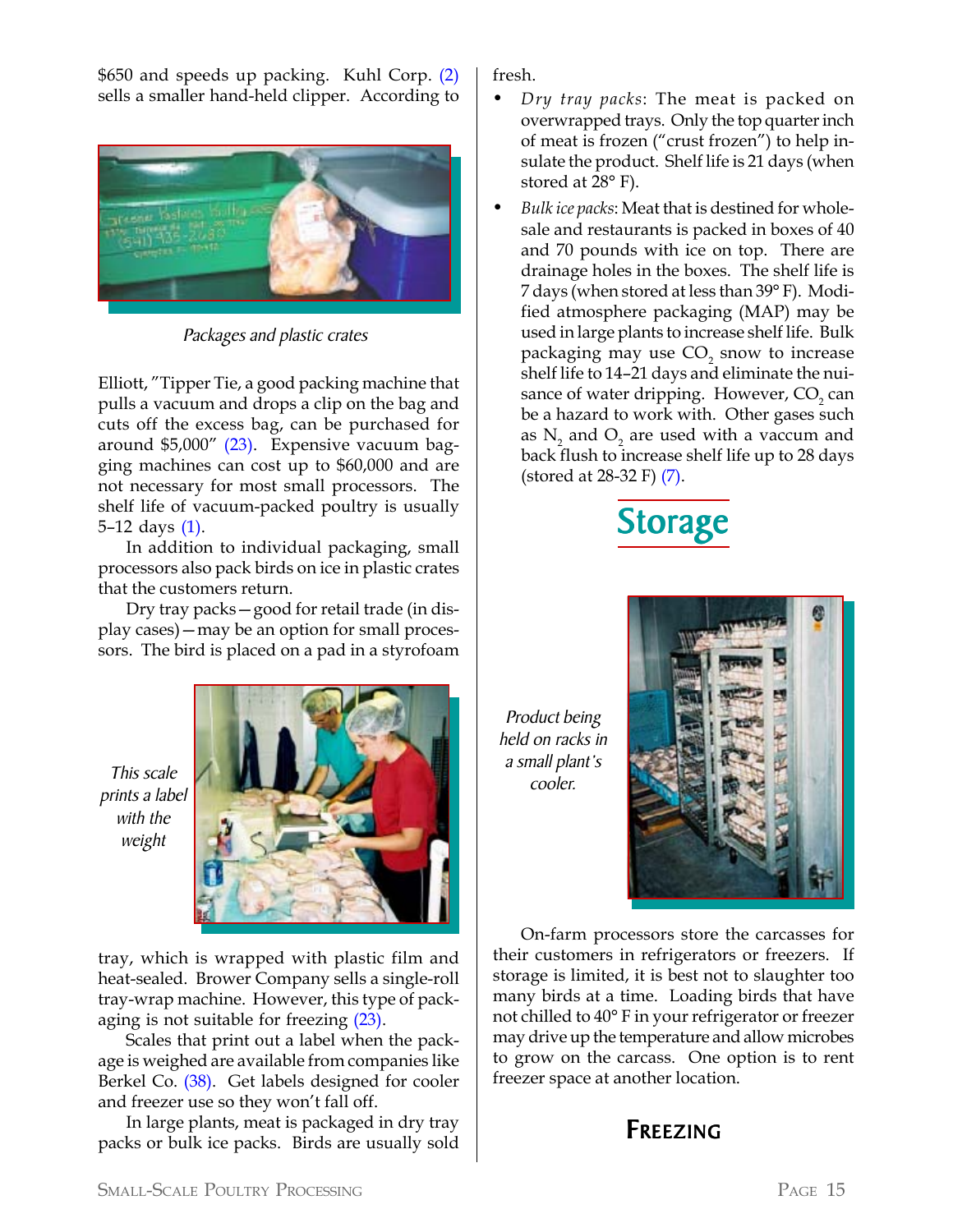$650 and speeds up packing. Kuhl Corp. (2) sells a smaller hand-held clipper. According to Elliott, "Tipper Tie, a good packing machine that pulls a vacuum and drops a clip on the bag and cuts off the excess bag, can be purchased for around $5,000" (23). Expensive vacuum bagging machines can cost up to $60,000 and are not necessary for most small processors. The shelf life of vacuum-packed poultry is usually 5–12 days (1).

*Packages and plastic crates*

In addition to individual packaging, small processors also pack birds on ice in plastic crates that the customers return.

Dry tray packs—good for retail trade (in display cases)—may be an option for small processors. The bird is placed on a pad in a styrofoam tray, which is wrapped with plastic film and heat-sealed. Brower Company sells a single-roll tray-wrap machine. However, this type of packaging is not suitable for freezing (23).

*This scale prints a label with the weight*

Scales that print out a label when the package is weighed are available from companies like Berkel Co. (38). Get labels designed for cooler and freezer use so they won't fall off.

In large plants, meat is packaged in dry tray packs or bulk ice packs. Birds are usually sold fresh.

- *Dry tray packs*: The meat is packed on overwrapped trays. Only the top quarter inch of meat is frozen ("crust frozen") to help insulate the product. Shelf life is 21 days (when stored at 28° F).
- *Bulk ice packs*: Meat that is destined for wholesale and restaurants is packed in boxes of 40 and 70 pounds with ice on top. There are drainage holes in the boxes. The shelf life is 7 days (when stored at less than 39° F). Modified atmosphere packaging (MAP) may be used in large plants to increase shelf life. Bulk packaging may use $CO_2$ snow to increase shelf life to 14–21 days and eliminate the nuisance of water dripping. However, $CO_2$ can be a hazard to work with. Other gases such as $N_2$ and $O_2$ are used with a vaccum and back flush to increase shelf life up to 28 days (stored at 28-32 F) (7).

## Storage

*Product being held on racks in a small plant's cooler.*

On-farm processors store the carcasses for their customers in refrigerators or freezers. If storage is limited, it is best not to slaughter too many birds at a time. Loading birds that have not chilled to 40° F in your refrigerator or freezer may drive up the temperature and allow microbes to grow on the carcass. One option is to rent freezer space at another location.

### Freezing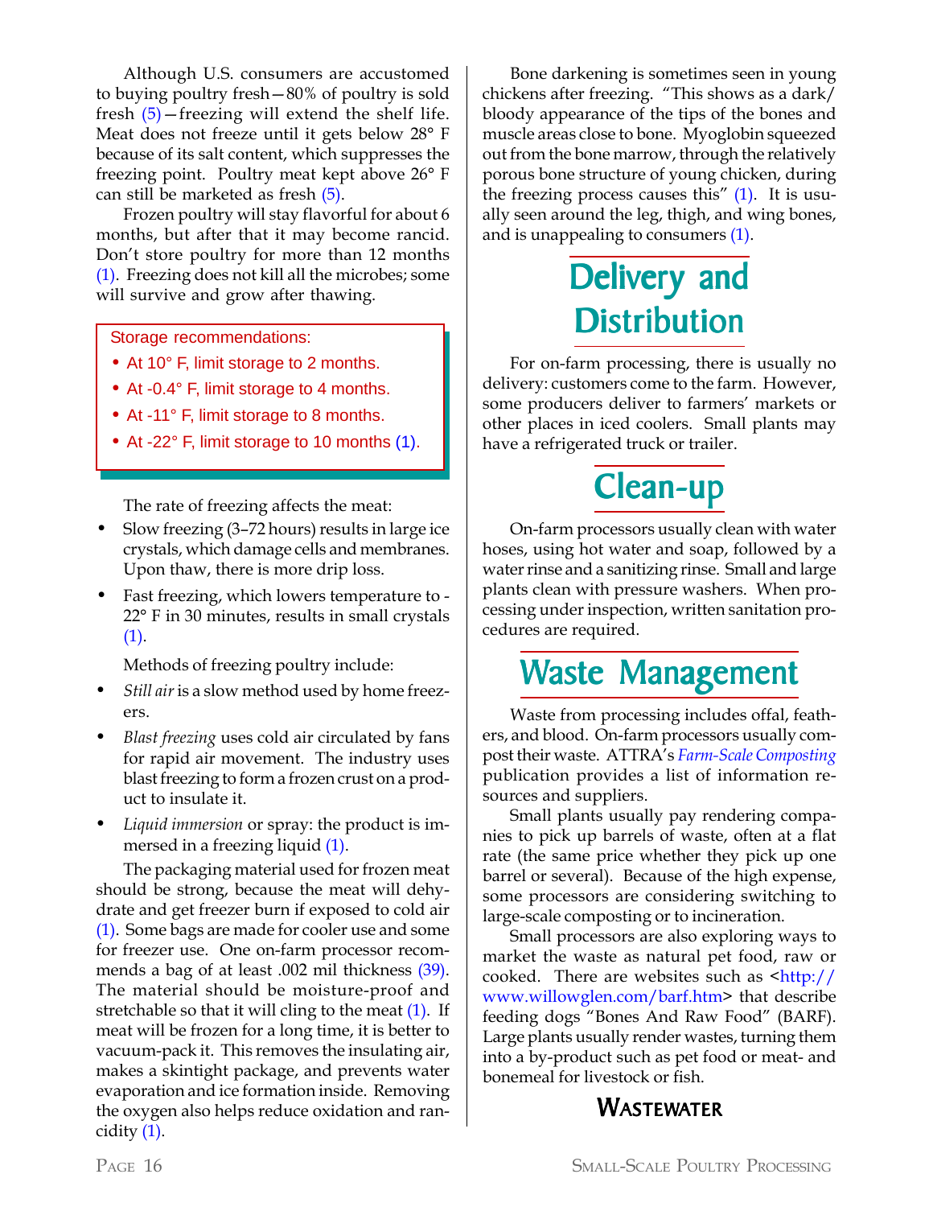Although U.S. consumers are accustomed to buying poultry fresh—80% of poultry is sold fresh (5)—freezing will extend the shelf life. Meat does not freeze until it gets below 28° F because of its salt content, which suppresses the freezing point. Poultry meat kept above 26° F can still be marketed as fresh (5).

Frozen poultry will stay flavorful for about 6 months, but after that it may become rancid. Don't store poultry for more than 12 months (1). Freezing does not kill all the microbes; some will survive and grow after thawing.

> Storage recommendations:
> - At 10° F, limit storage to 2 months.
> - At -0.4° F, limit storage to 4 months.
> - At -11° F, limit storage to 8 months.
> - At -22° F, limit storage to 10 months (1).

The rate of freezing affects the meat:

- Slow freezing (3–72 hours) results in large ice crystals, which damage cells and membranes. Upon thaw, there is more drip loss.
- Fast freezing, which lowers temperature to -22° F in 30 minutes, results in small crystals (1).

Methods of freezing poultry include:

- *Still air* is a slow method used by home freezers.
- *Blast freezing* uses cold air circulated by fans for rapid air movement. The industry uses blast freezing to form a frozen crust on a product to insulate it.
- *Liquid immersion* or spray: the product is immersed in a freezing liquid (1).

The packaging material used for frozen meat should be strong, because the meat will dehydrate and get freezer burn if exposed to cold air (1). Some bags are made for cooler use and some for freezer use. One on-farm processor recommends a bag of at least .002 mil thickness (39). The material should be moisture-proof and stretchable so that it will cling to the meat (1). If meat will be frozen for a long time, it is better to vacuum-pack it. This removes the insulating air, makes a skintight package, and prevents water evaporation and ice formation inside. Removing the oxygen also helps reduce oxidation and rancidity (1).

Bone darkening is sometimes seen in young chickens after freezing. "This shows as a dark/bloody appearance of the tips of the bones and muscle areas close to bone. Myoglobin squeezed out from the bone marrow, through the relatively porous bone structure of young chicken, during the freezing process causes this" (1). It is usually seen around the leg, thigh, and wing bones, and is unappealing to consumers (1).

# Delivery and Distribution

For on-farm processing, there is usually no delivery: customers come to the farm. However, some producers deliver to farmers' markets or other places in iced coolers. Small plants may have a refrigerated truck or trailer.

# Clean-up

On-farm processors usually clean with water hoses, using hot water and soap, followed by a water rinse and a sanitizing rinse. Small and large plants clean with pressure washers. When processing under inspection, written sanitation procedures are required.

# Waste Management

Waste from processing includes offal, feathers, and blood. On-farm processors usually compost their waste. ATTRA's *Farm-Scale Composting* publication provides a list of information resources and suppliers.

Small plants usually pay rendering companies to pick up barrels of waste, often at a flat rate (the same price whether they pick up one barrel or several). Because of the high expense, some processors are considering switching to large-scale composting or to incineration.

Small processors are also exploring ways to market the waste as natural pet food, raw or cooked. There are websites such as <http://www.willowglen.com/barf.htm> that describe feeding dogs "Bones And Raw Food" (BARF). Large plants usually render wastes, turning them into a by-product such as pet food or meat- and bonemeal for livestock or fish.

## Wastewater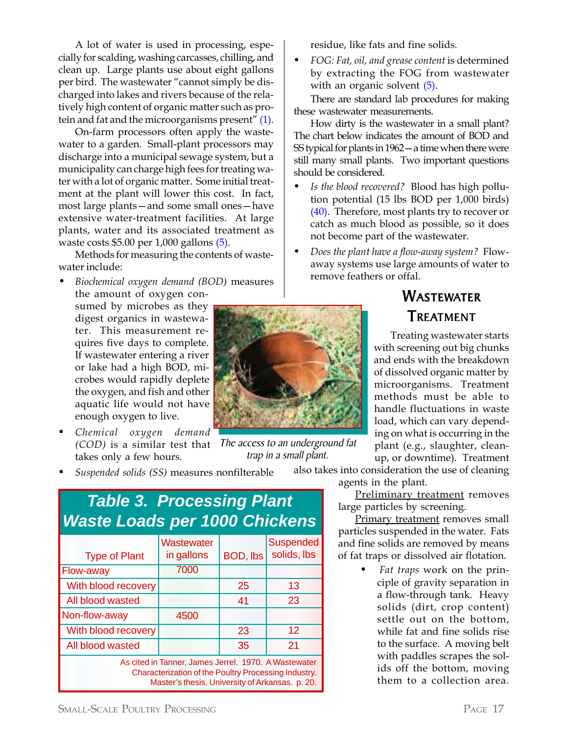A lot of water is used in processing, especially for scalding, washing carcasses, chilling, and clean up. Large plants use about eight gallons per bird. The wastewater "cannot simply be discharged into lakes and rivers because of the relatively high content of organic matter such as protein and fat and the microorganisms present" (1).

On-farm processors often apply the wastewater to a garden. Small-plant processors may discharge into a municipal sewage system, but a municipality can charge high fees for treating water with a lot of organic matter. Some initial treatment at the plant will lower this cost. In fact, most large plants—and some small ones—have extensive water-treatment facilities. At large plants, water and its associated treatment as waste costs $5.00 per 1,000 gallons (5).

Methods for measuring the contents of wastewater include:

- *Biochemical oxygen demand (BOD)* measures the amount of oxygen consumed by microbes as they digest organics in wastewater. This measurement requires five days to complete. If wastewater entering a river or lake had a high BOD, microbes would rapidly deplete the oxygen, and fish and other aquatic life would not have enough oxygen to live.
- *Chemical oxygen demand (COD)* is a similar test that takes only a few hours.
- *Suspended solids (SS)* measures nonfilterable residue, like fats and fine solids.
- *FOG: Fat, oil, and grease content* is determined by extracting the FOG from wastewater with an organic solvent (5).

The access to an underground fat trap in a small plant.

There are standard lab procedures for making these wastewater measurements.

How dirty is the wastewater in a small plant? The chart below indicates the amount of BOD and SS typical for plants in 1962—a time when there were still many small plants. Two important questions should be considered.

- *Is the blood recovered?* Blood has high pollution potential (15 lbs BOD per 1,000 birds) (40). Therefore, most plants try to recover or catch as much blood as possible, so it does not become part of the wastewater.
- *Does the plant have a flow-away system?* Flow-away systems use large amounts of water to remove feathers or offal.

**Table 3. Processing Plant Waste Loads per 1000 Chickens**

| Type of Plant | Wastewater in gallons | BOD, lbs | Suspended solids, lbs |
|---|---|---|---|
| Flow-away | 7000 | | |
| With blood recovery | | 25 | 13 |
| All blood wasted | | 41 | 23 |
| Non-flow-away | 4500 | | |
| With blood recovery | | 23 | 12 |
| All blood wasted | | 35 | 21 |

As cited in Tanner, James Jerrel. 1970. A Wastewater Characterization of the Poultry Processing Industry. Master's thesis, University of Arkansas. p. 20.

## Wastewater Treatment

Treating wastewater starts with screening out big chunks and ends with the breakdown of dissolved organic matter by microorganisms. Treatment methods must be able to handle fluctuations in waste load, which can vary depending on what is occurring in the plant (e.g., slaughter, clean-up, or downtime). Treatment also takes into consideration the use of cleaning agents in the plant.

Preliminary treatment removes large particles by screening.

Primary treatment removes small particles suspended in the water. Fats and fine solids are removed by means of fat traps or dissolved air flotation.

- *Fat traps* work on the principle of gravity separation in a flow-through tank. Heavy solids (dirt, crop content) settle out on the bottom, while fat and fine solids rise to the surface. A moving belt with paddles scrapes the solids off the bottom, moving them to a collection area.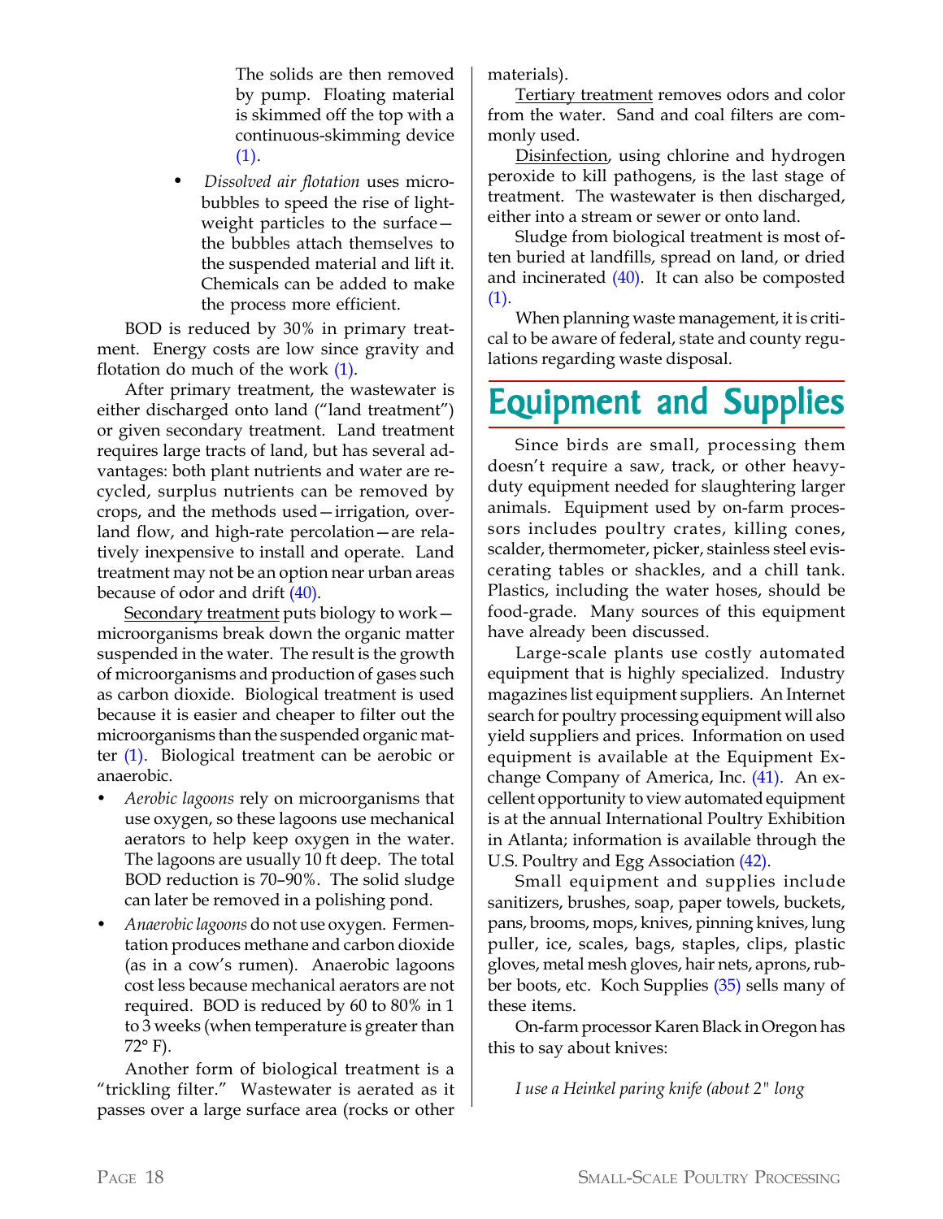The solids are then removed by pump. Floating material is skimmed off the top with a continuous-skimming device (1).

- *Dissolved air flotation* uses microbubbles to speed the rise of lightweight particles to the surface—the bubbles attach themselves to the suspended material and lift it. Chemicals can be added to make the process more efficient.

BOD is reduced by 30% in primary treatment. Energy costs are low since gravity and flotation do much of the work (1).

After primary treatment, the wastewater is either discharged onto land ("land treatment") or given secondary treatment. Land treatment requires large tracts of land, but has several advantages: both plant nutrients and water are recycled, surplus nutrients can be removed by crops, and the methods used—irrigation, overland flow, and high-rate percolation—are relatively inexpensive to install and operate. Land treatment may not be an option near urban areas because of odor and drift (40).

Secondary treatment puts biology to work—microorganisms break down the organic matter suspended in the water. The result is the growth of microorganisms and production of gases such as carbon dioxide. Biological treatment is used because it is easier and cheaper to filter out the microorganisms than the suspended organic matter (1). Biological treatment can be aerobic or anaerobic.

- *Aerobic lagoons* rely on microorganisms that use oxygen, so these lagoons use mechanical aerators to help keep oxygen in the water. The lagoons are usually 10 ft deep. The total BOD reduction is 70–90%. The solid sludge can later be removed in a polishing pond.
- *Anaerobic lagoons* do not use oxygen. Fermentation produces methane and carbon dioxide (as in a cow's rumen). Anaerobic lagoons cost less because mechanical aerators are not required. BOD is reduced by 60 to 80% in 1 to 3 weeks (when temperature is greater than 72° F).

Another form of biological treatment is a "trickling filter." Wastewater is aerated as it passes over a large surface area (rocks or other materials).

Tertiary treatment removes odors and color from the water. Sand and coal filters are commonly used.

Disinfection, using chlorine and hydrogen peroxide to kill pathogens, is the last stage of treatment. The wastewater is then discharged, either into a stream or sewer or onto land.

Sludge from biological treatment is most often buried at landfills, spread on land, or dried and incinerated (40). It can also be composted (1).

When planning waste management, it is critical to be aware of federal, state and county regulations regarding waste disposal.

# Equipment and Supplies

Since birds are small, processing them doesn't require a saw, track, or other heavy-duty equipment needed for slaughtering larger animals. Equipment used by on-farm processors includes poultry crates, killing cones, scalder, thermometer, picker, stainless steel eviscerating tables or shackles, and a chill tank. Plastics, including the water hoses, should be food-grade. Many sources of this equipment have already been discussed.

Large-scale plants use costly automated equipment that is highly specialized. Industry magazines list equipment suppliers. An Internet search for poultry processing equipment will also yield suppliers and prices. Information on used equipment is available at the Equipment Exchange Company of America, Inc. (41). An excellent opportunity to view automated equipment is at the annual International Poultry Exhibition in Atlanta; information is available through the U.S. Poultry and Egg Association (42).

Small equipment and supplies include sanitizers, brushes, soap, paper towels, buckets, pans, brooms, mops, knives, pinning knives, lung puller, ice, scales, bags, staples, clips, plastic gloves, metal mesh gloves, hair nets, aprons, rubber boots, etc. Koch Supplies (35) sells many of these items.

On-farm processor Karen Black in Oregon has this to say about knives:

*I use a Heinkel paring knife (about 2" long*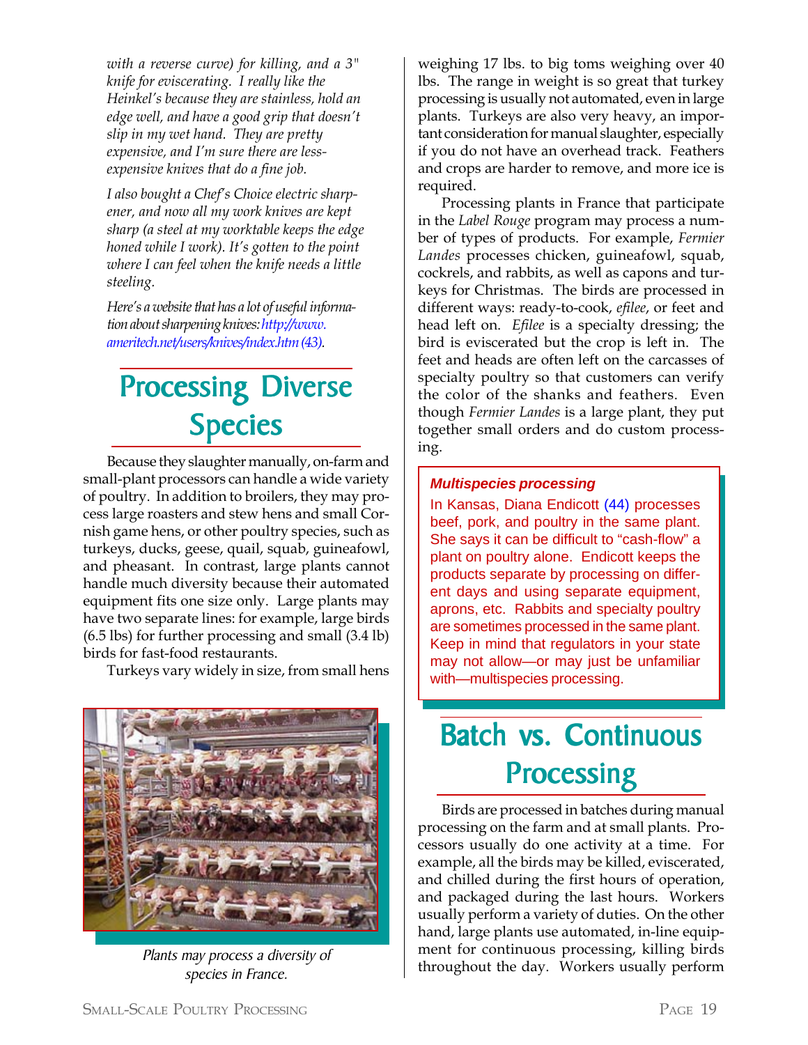*with a reverse curve) for killing, and a 3" knife for eviscerating. I really like the Heinkel's because they are stainless, hold an edge well, and have a good grip that doesn't slip in my wet hand. They are pretty expensive, and I'm sure there are less-expensive knives that do a fine job.*

*I also bought a Chef's Choice electric sharpener, and now all my work knives are kept sharp (a steel at my worktable keeps the edge honed while I work). It's gotten to the point where I can feel when the knife needs a little steeling.*

*Here's a website that has a lot of useful information about sharpening knives: http://www.ameritech.net/users/knives/index.htm (43).*

## Processing Diverse Species

Because they slaughter manually, on-farm and small-plant processors can handle a wide variety of poultry. In addition to broilers, they may process large roasters and stew hens and small Cornish game hens, or other poultry species, such as turkeys, ducks, geese, quail, squab, guineafowl, and pheasant. In contrast, large plants cannot handle much diversity because their automated equipment fits one size only. Large plants may have two separate lines: for example, large birds (6.5 lbs) for further processing and small (3.4 lb) birds for fast-food restaurants.

Turkeys vary widely in size, from small hens weighing 17 lbs. to big toms weighing over 40 lbs. The range in weight is so great that turkey processing is usually not automated, even in large plants. Turkeys are also very heavy, an important consideration for manual slaughter, especially if you do not have an overhead track. Feathers and crops are harder to remove, and more ice is required.

*Plants may process a diversity of species in France.*

Processing plants in France that participate in the *Label Rouge* program may process a number of types of products. For example, *Fermier Landes* processes chicken, guineafowl, squab, cockrels, and rabbits, as well as capons and turkeys for Christmas. The birds are processed in different ways: ready-to-cook, *efilee*, or feet and head left on. *Efilee* is a specialty dressing; the bird is eviscerated but the crop is left in. The feet and heads are often left on the carcasses of specialty poultry so that customers can verify the color of the shanks and feathers. Even though *Fermier Landes* is a large plant, they put together small orders and do custom processing.

**Multispecies processing**

In Kansas, Diana Endicott (44) processes beef, pork, and poultry in the same plant. She says it can be difficult to "cash-flow" a plant on poultry alone. Endicott keeps the products separate by processing on different days and using separate equipment, aprons, etc. Rabbits and specialty poultry are sometimes processed in the same plant. Keep in mind that regulators in your state may not allow—or may just be unfamiliar with—multispecies processing.

## Batch vs. Continuous Processing

Birds are processed in batches during manual processing on the farm and at small plants. Processors usually do one activity at a time. For example, all the birds may be killed, eviscerated, and chilled during the first hours of operation, and packaged during the last hours. Workers usually perform a variety of duties. On the other hand, large plants use automated, in-line equipment for continuous processing, killing birds throughout the day. Workers usually perform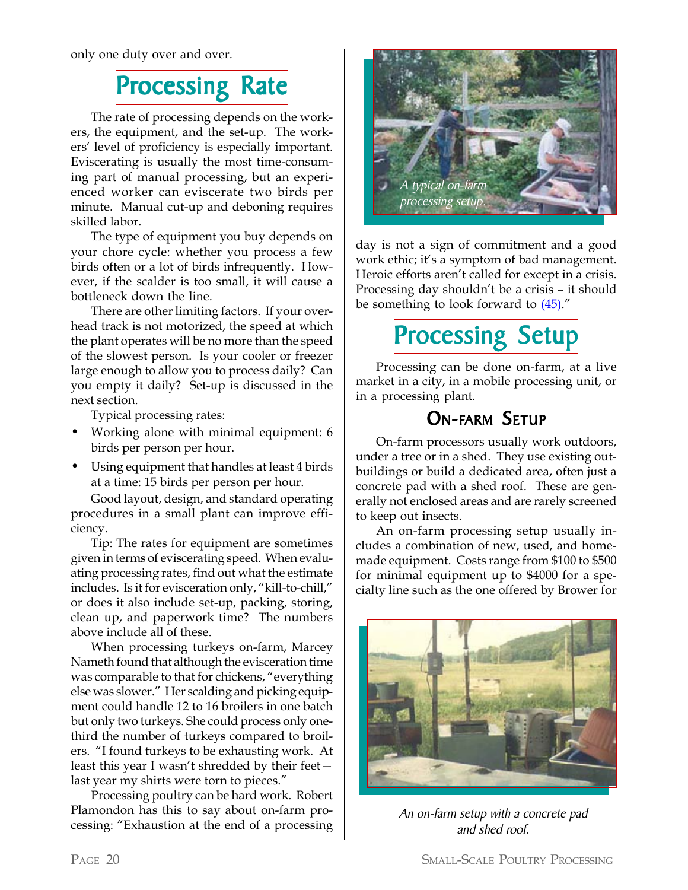only one duty over and over.

## Processing Rate

The rate of processing depends on the workers, the equipment, and the set-up. The workers' level of proficiency is especially important. Eviscerating is usually the most time-consuming part of manual processing, but an experienced worker can eviscerate two birds per minute. Manual cut-up and deboning requires skilled labor.

The type of equipment you buy depends on your chore cycle: whether you process a few birds often or a lot of birds infrequently. However, if the scalder is too small, it will cause a bottleneck down the line.

There are other limiting factors. If your overhead track is not motorized, the speed at which the plant operates will be no more than the speed of the slowest person. Is your cooler or freezer large enough to allow you to process daily? Can you empty it daily? Set-up is discussed in the next section.

Typical processing rates:

- Working alone with minimal equipment: 6 birds per person per hour.
- Using equipment that handles at least 4 birds at a time: 15 birds per person per hour.

Good layout, design, and standard operating procedures in a small plant can improve efficiency.

Tip: The rates for equipment are sometimes given in terms of eviscerating speed. When evaluating processing rates, find out what the estimate includes. Is it for evisceration only, "kill-to-chill," or does it also include set-up, packing, storing, clean up, and paperwork time? The numbers above include all of these.

When processing turkeys on-farm, Marcey Nameth found that although the evisceration time was comparable to that for chickens, "everything else was slower." Her scalding and picking equipment could handle 12 to 16 broilers in one batch but only two turkeys. She could process only one-third the number of turkeys compared to broilers. "I found turkeys to be exhausting work. At least this year I wasn't shredded by their feet—last year my shirts were torn to pieces."

Processing poultry can be hard work. Robert Plamondon has this to say about on-farm processing: "Exhaustion at the end of a processing day is not a sign of commitment and a good work ethic; it's a symptom of bad management. Heroic efforts aren't called for except in a crisis. Processing day shouldn't be a crisis – it should be something to look forward to (45)."

A typical on-farm processing setup.

## Processing Setup

Processing can be done on-farm, at a live market in a city, in a mobile processing unit, or in a processing plant.

### On-farm Setup

On-farm processors usually work outdoors, under a tree or in a shed. They use existing outbuildings or build a dedicated area, often just a concrete pad with a shed roof. These are generally not enclosed areas and are rarely screened to keep out insects.

An on-farm processing setup usually includes a combination of new, used, and homemade equipment. Costs range from $100 to $500 for minimal equipment up to $4000 for a specialty line such as the one offered by Brower for

*An on-farm setup with a concrete pad and shed roof.*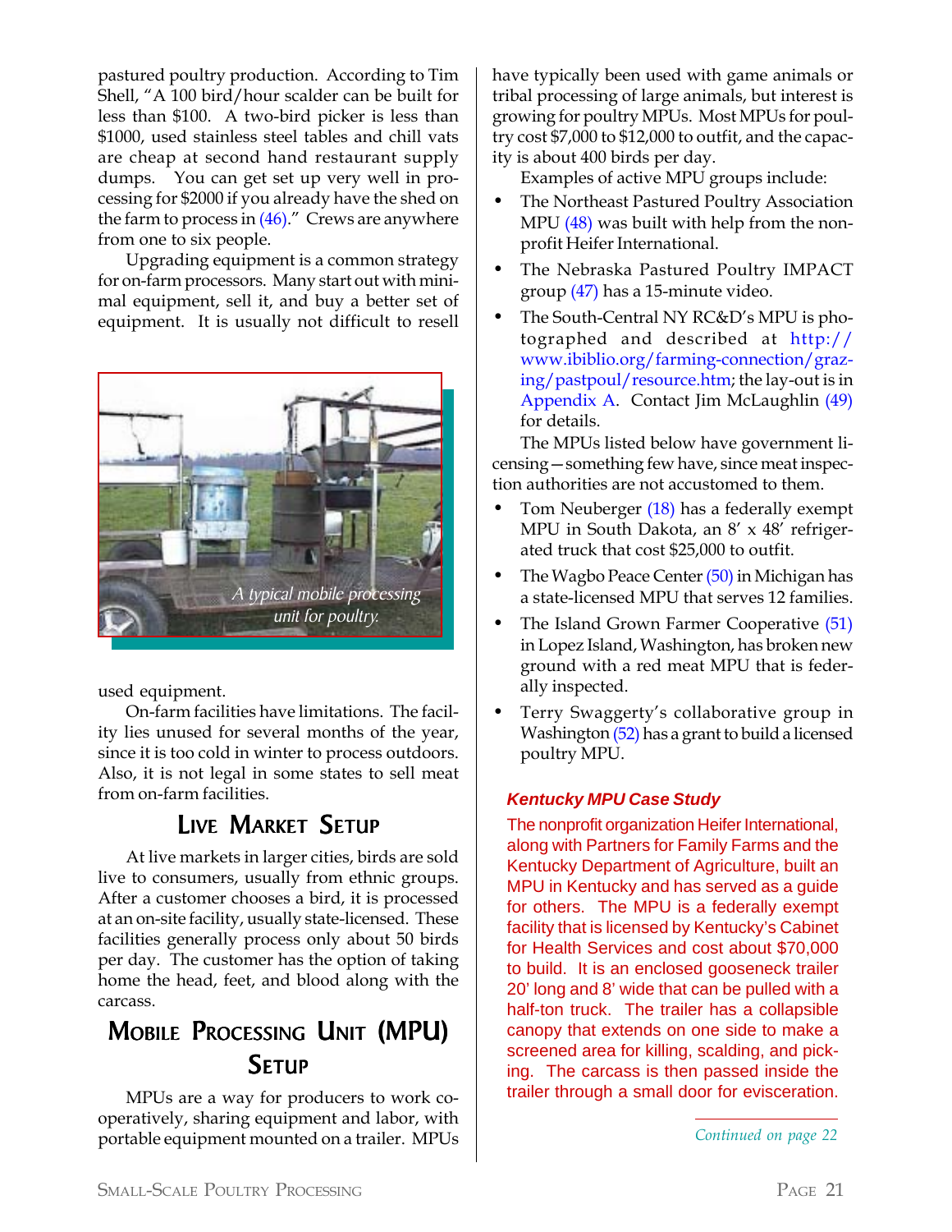pastured poultry production. According to Tim Shell, "A 100 bird/hour scalder can be built for less than $100. A two-bird picker is less than $1000, used stainless steel tables and chill vats are cheap at second hand restaurant supply dumps. You can get set up very well in processing for $2000 if you already have the shed on the farm to process in (46)." Crews are anywhere from one to six people.

Upgrading equipment is a common strategy for on-farm processors. Many start out with minimal equipment, sell it, and buy a better set of equipment. It is usually not difficult to resell used equipment.

*A typical mobile processing unit for poultry.*

On-farm facilities have limitations. The facility lies unused for several months of the year, since it is too cold in winter to process outdoors. Also, it is not legal in some states to sell meat from on-farm facilities.

## Live Market Setup

At live markets in larger cities, birds are sold live to consumers, usually from ethnic groups. After a customer chooses a bird, it is processed at an on-site facility, usually state-licensed. These facilities generally process only about 50 birds per day. The customer has the option of taking home the head, feet, and blood along with the carcass.

## Mobile Processing Unit (MPU) Setup

MPUs are a way for producers to work cooperatively, sharing equipment and labor, with portable equipment mounted on a trailer. MPUs have typically been used with game animals or tribal processing of large animals, but interest is growing for poultry MPUs. Most MPUs for poultry cost $7,000 to $12,000 to outfit, and the capacity is about 400 birds per day.

Examples of active MPU groups include:

- The Northeast Pastured Poultry Association MPU (48) was built with help from the nonprofit Heifer International.
- The Nebraska Pastured Poultry IMPACT group (47) has a 15-minute video.
- The South-Central NY RC&D's MPU is photographed and described at http://www.ibiblio.org/farming-connection/grazing/pastpoul/resource.htm; the lay-out is in Appendix A. Contact Jim McLaughlin (49) for details.

The MPUs listed below have government licensing—something few have, since meat inspection authorities are not accustomed to them.

- Tom Neuberger (18) has a federally exempt MPU in South Dakota, an 8' x 48' refrigerated truck that cost $25,000 to outfit.
- The Wagbo Peace Center (50) in Michigan has a state-licensed MPU that serves 12 families.
- The Island Grown Farmer Cooperative (51) in Lopez Island, Washington, has broken new ground with a red meat MPU that is federally inspected.
- Terry Swaggerty's collaborative group in Washington (52) has a grant to build a licensed poultry MPU.

### *Kentucky MPU Case Study*

The nonprofit organization Heifer International, along with Partners for Family Farms and the Kentucky Department of Agriculture, built an MPU in Kentucky and has served as a guide for others. The MPU is a federally exempt facility that is licensed by Kentucky's Cabinet for Health Services and cost about $70,000 to build. It is an enclosed gooseneck trailer 20' long and 8' wide that can be pulled with a half-ton truck. The trailer has a collapsible canopy that extends on one side to make a screened area for killing, scalding, and picking. The carcass is then passed inside the trailer through a small door for evisceration.

*Continued on page 22*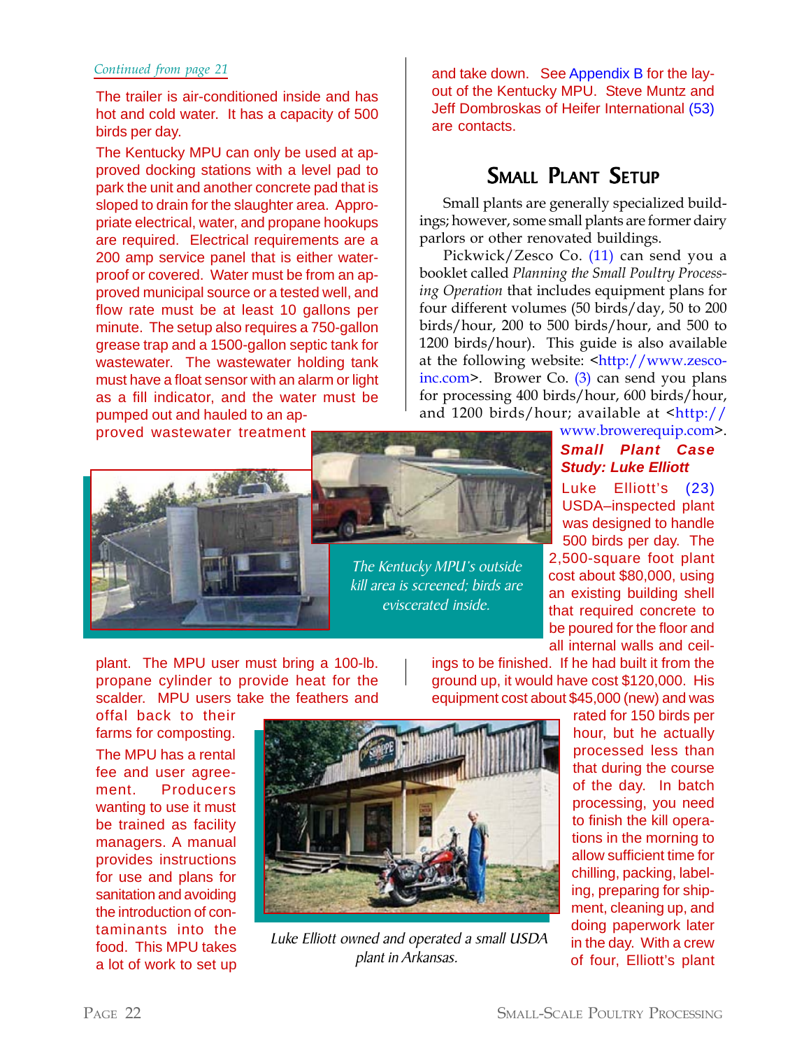*Continued from page 21*

The trailer is air-conditioned inside and has hot and cold water. It has a capacity of 500 birds per day.

The Kentucky MPU can only be used at approved docking stations with a level pad to park the unit and another concrete pad that is sloped to drain for the slaughter area. Appropriate electrical, water, and propane hookups are required. Electrical requirements are a 200 amp service panel that is either waterproof or covered. Water must be from an approved municipal source or a tested well, and flow rate must be at least 10 gallons per minute. The setup also requires a 750-gallon grease trap and a 1500-gallon septic tank for wastewater. The wastewater holding tank must have a float sensor with an alarm or light as a fill indicator, and the water must be pumped out and hauled to an approved wastewater treatment plant. The MPU user must bring a 100-lb. propane cylinder to provide heat for the scalder. MPU users take the feathers and offal back to their farms for composting.

*The Kentucky MPU's outside kill area is screened; birds are eviscerated inside.*

The MPU has a rental fee and user agreement. Producers wanting to use it must be trained as facility managers. A manual provides instructions for use and plans for sanitation and avoiding the introduction of contaminants into the food. This MPU takes a lot of work to set up and take down. See Appendix B for the layout of the Kentucky MPU. Steve Muntz and Jeff Dombroskas of Heifer International (53) are contacts.

## Small Plant Setup

Small plants are generally specialized buildings; however, some small plants are former dairy parlors or other renovated buildings.

Pickwick/Zesco Co. (11) can send you a booklet called *Planning the Small Poultry Processing Operation* that includes equipment plans for four different volumes (50 birds/day, 50 to 200 birds/hour, 200 to 500 birds/hour, and 500 to 1200 birds/hour). This guide is also available at the following website: <http://www.zesco-inc.com>. Brower Co. (3) can send you plans for processing 400 birds/hour, 600 birds/hour, and 1200 birds/hour; available at <http://www.browerequip.com>.

### Small Plant Case Study: Luke Elliott

Luke Elliott's (23) USDA–inspected plant was designed to handle 500 birds per day. The 2,500-square foot plant cost about $80,000, using an existing building shell that required concrete to be poured for the floor and all internal walls and ceilings to be finished. If he had built it from the ground up, it would have cost $120,000. His equipment cost about $45,000 (new) and was rated for 150 birds per hour, but he actually processed less than that during the course of the day. In batch processing, you need to finish the kill operations in the morning to allow sufficient time for chilling, packing, labeling, preparing for shipment, cleaning up, and doing paperwork later in the day. With a crew of four, Elliott's plant

*Luke Elliott owned and operated a small USDA plant in Arkansas.*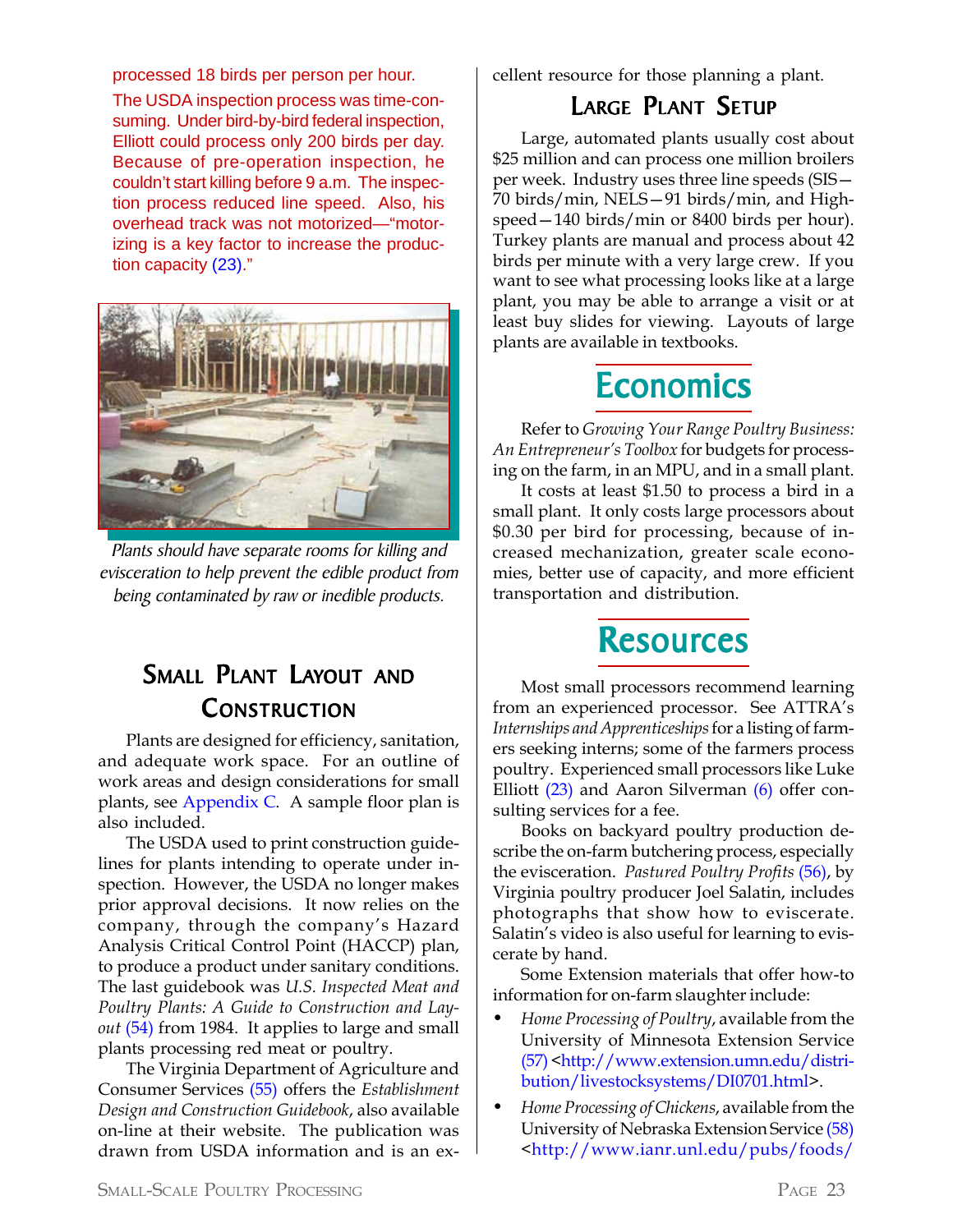processed 18 birds per person per hour.

The USDA inspection process was time-consuming. Under bird-by-bird federal inspection, Elliott could process only 200 birds per day. Because of pre-operation inspection, he couldn't start killing before 9 a.m. The inspection process reduced line speed. Also, his overhead track was not motorized—"motorizing is a key factor to increase the production capacity (23)."

*Plants should have separate rooms for killing and evisceration to help prevent the edible product from being contaminated by raw or inedible products.*

### Small Plant Layout and Construction

Plants are designed for efficiency, sanitation, and adequate work space. For an outline of work areas and design considerations for small plants, see Appendix C. A sample floor plan is also included.

The USDA used to print construction guidelines for plants intending to operate under inspection. However, the USDA no longer makes prior approval decisions. It now relies on the company, through the company's Hazard Analysis Critical Control Point (HACCP) plan, to produce a product under sanitary conditions. The last guidebook was *U.S. Inspected Meat and Poultry Plants: A Guide to Construction and Layout* (54) from 1984. It applies to large and small plants processing red meat or poultry.

The Virginia Department of Agriculture and Consumer Services (55) offers the *Establishment Design and Construction Guidebook*, also available on-line at their website. The publication was drawn from USDA information and is an excellent resource for those planning a plant.

### Large Plant Setup

Large, automated plants usually cost about $25 million and can process one million broilers per week. Industry uses three line speeds (SIS—70 birds/min, NELS—91 birds/min, and High-speed—140 birds/min or 8400 birds per hour). Turkey plants are manual and process about 42 birds per minute with a very large crew. If you want to see what processing looks like at a large plant, you may be able to arrange a visit or at least buy slides for viewing. Layouts of large plants are available in textbooks.

## Economics

Refer to *Growing Your Range Poultry Business: An Entrepreneur's Toolbox* for budgets for processing on the farm, in an MPU, and in a small plant.

It costs at least $1.50 to process a bird in a small plant. It only costs large processors about $0.30 per bird for processing, because of increased mechanization, greater scale economies, better use of capacity, and more efficient transportation and distribution.

## Resources

Most small processors recommend learning from an experienced processor. See ATTRA's *Internships and Apprenticeships* for a listing of farmers seeking interns; some of the farmers process poultry. Experienced small processors like Luke Elliott (23) and Aaron Silverman (6) offer consulting services for a fee.

Books on backyard poultry production describe the on-farm butchering process, especially the evisceration. *Pastured Poultry Profits* (56), by Virginia poultry producer Joel Salatin, includes photographs that show how to eviscerate. Salatin's video is also useful for learning to eviscerate by hand.

Some Extension materials that offer how-to information for on-farm slaughter include:

- *Home Processing of Poultry*, available from the University of Minnesota Extension Service (57) <http://www.extension.umn.edu/distribution/livestocksystems/DI0701.html>.
- *Home Processing of Chickens*, available from the University of Nebraska Extension Service (58) <http://www.ianr.unl.edu/pubs/foods/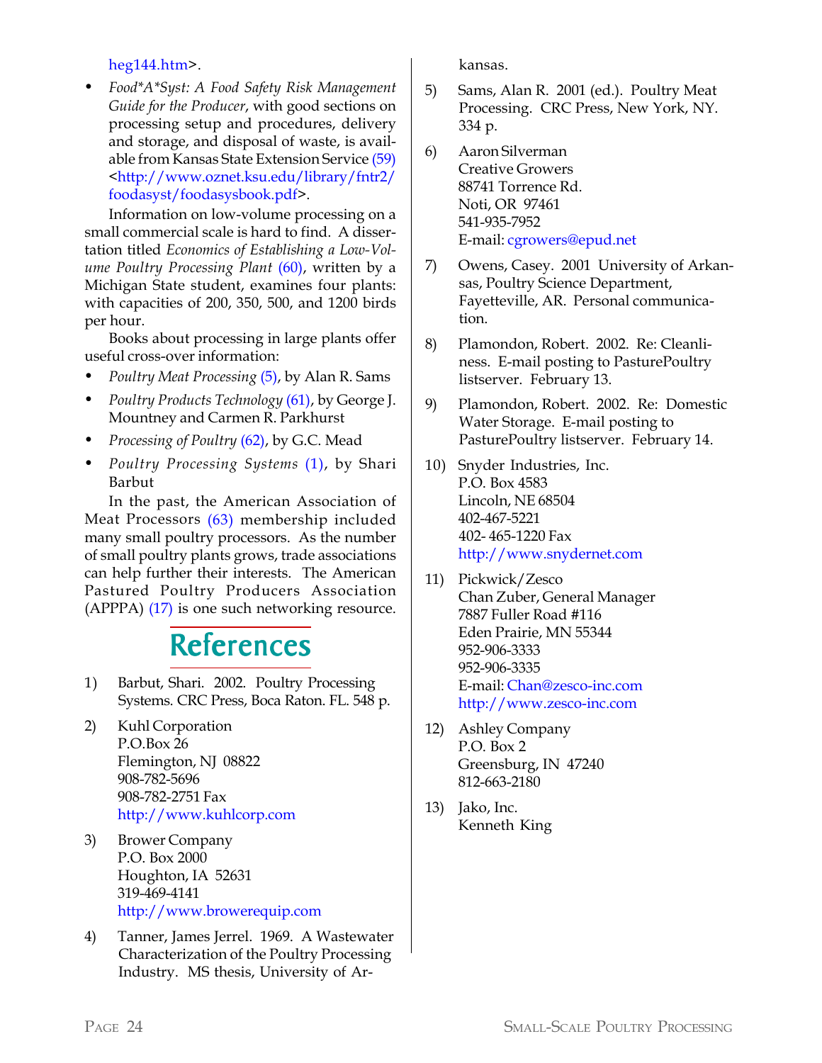heg144.htm>.

- *Food*A*Syst: A Food Safety Risk Management Guide for the Producer*, with good sections on processing setup and procedures, delivery and storage, and disposal of waste, is available from Kansas State Extension Service (59) <http://www.oznet.ksu.edu/library/fntr2/foodasyst/foodasysbook.pdf>.

Information on low-volume processing on a small commercial scale is hard to find. A dissertation titled *Economics of Establishing a Low-Volume Poultry Processing Plant* (60), written by a Michigan State student, examines four plants: with capacities of 200, 350, 500, and 1200 birds per hour.

Books about processing in large plants offer useful cross-over information:

- *Poultry Meat Processing* (5), by Alan R. Sams
- *Poultry Products Technology* (61), by George J. Mountney and Carmen R. Parkhurst
- *Processing of Poultry* (62), by G.C. Mead
- *Poultry Processing Systems* (1), by Shari Barbut

In the past, the American Association of Meat Processors (63) membership included many small poultry processors. As the number of small poultry plants grows, trade associations can help further their interests. The American Pastured Poultry Producers Association (APPPA) (17) is one such networking resource.

## References

1) Barbut, Shari. 2002. Poultry Processing Systems. CRC Press, Boca Raton. FL. 548 p.

2) Kuhl Corporation
P.O.Box 26
Flemington, NJ 08822
908-782-5696
908-782-2751 Fax
http://www.kuhlcorp.com

3) Brower Company
P.O. Box 2000
Houghton, IA 52631
319-469-4141
http://www.browerequip.com

4) Tanner, James Jerrel. 1969. A Wastewater Characterization of the Poultry Processing Industry. MS thesis, University of Arkansas.

5) Sams, Alan R. 2001 (ed.). Poultry Meat Processing. CRC Press, New York, NY. 334 p.

6) Aaron Silverman
Creative Growers
88741 Torrence Rd.
Noti, OR 97461
541-935-7952
E-mail: cgrowers@epud.net

7) Owens, Casey. 2001 University of Arkansas, Poultry Science Department, Fayetteville, AR. Personal communication.

8) Plamondon, Robert. 2002. Re: Cleanliness. E-mail posting to PasturePoultry listserver. February 13.

9) Plamondon, Robert. 2002. Re: Domestic Water Storage. E-mail posting to PasturePoultry listserver. February 14.

10) Snyder Industries, Inc.
P.O. Box 4583
Lincoln, NE 68504
402-467-5221
402- 465-1220 Fax
http://www.snydernet.com

11) Pickwick/Zesco
Chan Zuber, General Manager
7887 Fuller Road #116
Eden Prairie, MN 55344
952-906-3333
952-906-3335
E-mail: Chan@zesco-inc.com
http://www.zesco-inc.com

12) Ashley Company
P.O. Box 2
Greensburg, IN 47240
812-663-2180

13) Jako, Inc.
Kenneth King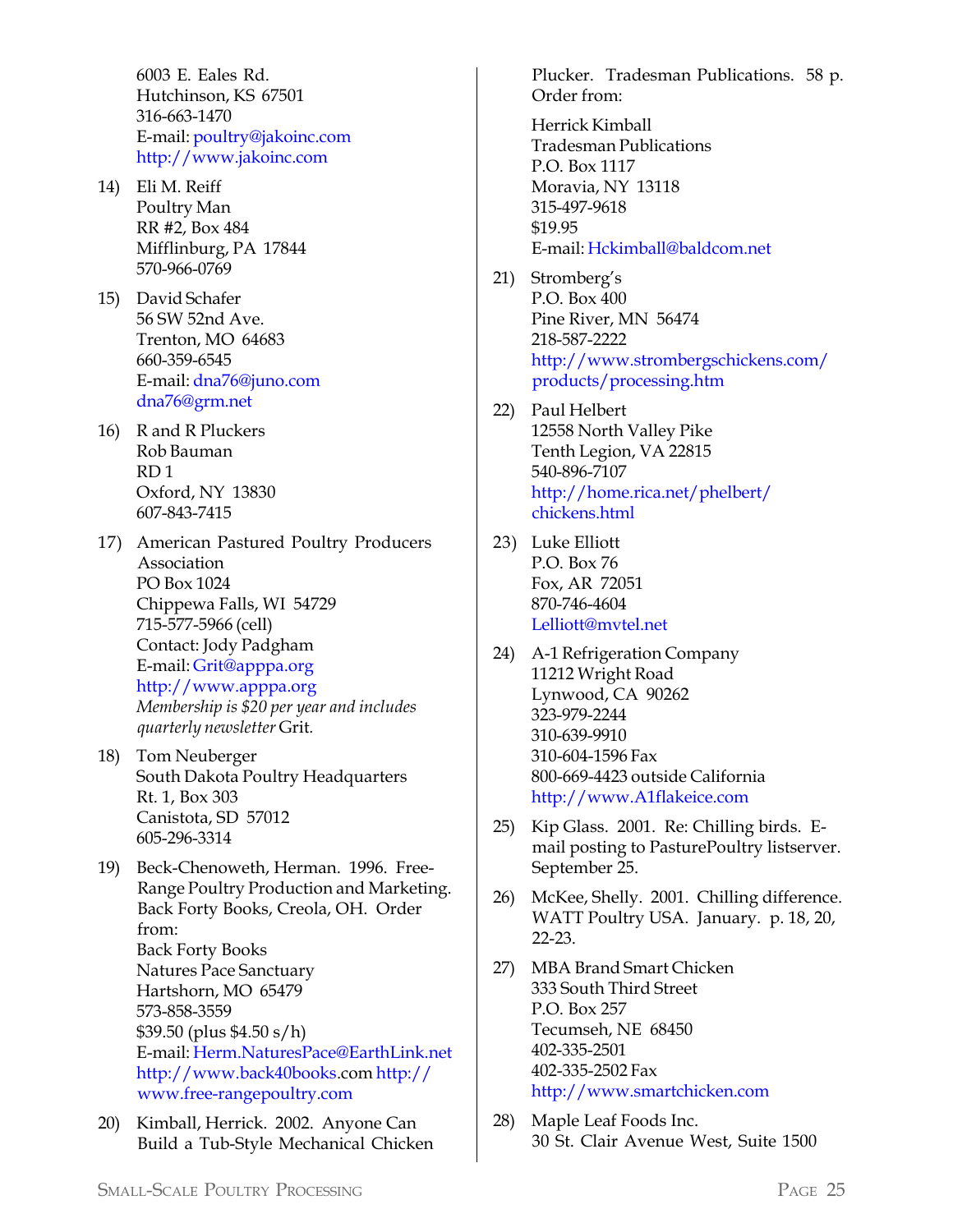6003 E. Eales Rd.
Hutchinson, KS 67501
316-663-1470
E-mail: poultry@jakoinc.com
http://www.jakoinc.com

14) Eli M. Reiff
Poultry Man
RR #2, Box 484
Mifflinburg, PA 17844
570-966-0769

15) David Schafer
56 SW 52nd Ave.
Trenton, MO 64683
660-359-6545
E-mail: dna76@juno.com
dna76@grm.net

16) R and R Pluckers
Rob Bauman
RD 1
Oxford, NY 13830
607-843-7415

17) American Pastured Poultry Producers Association
PO Box 1024
Chippewa Falls, WI 54729
715-577-5966 (cell)
Contact: Jody Padgham
E-mail: Grit@apppa.org
http://www.apppa.org
*Membership is $20 per year and includes quarterly newsletter* Grit.

18) Tom Neuberger
South Dakota Poultry Headquarters
Rt. 1, Box 303
Canistota, SD 57012
605-296-3314

19) Beck-Chenoweth, Herman. 1996. Free-Range Poultry Production and Marketing. Back Forty Books, Creola, OH. Order from:
Back Forty Books
Natures Pace Sanctuary
Hartshorn, MO 65479
573-858-3559
$39.50 (plus $4.50 s/h)
E-mail: Herm.NaturesPace@EarthLink.net
http://www.back40books.com http://www.free-rangepoultry.com

20) Kimball, Herrick. 2002. Anyone Can Build a Tub-Style Mechanical Chicken Plucker. Tradesman Publications. 58 p. Order from:

Herrick Kimball
Tradesman Publications
P.O. Box 1117
Moravia, NY 13118
315-497-9618
$19.95
E-mail: Hckimball@baldcom.net

21) Stromberg's
P.O. Box 400
Pine River, MN 56474
218-587-2222
http://www.strombergschickens.com/products/processing.htm

22) Paul Helbert
12558 North Valley Pike
Tenth Legion, VA 22815
540-896-7107
http://home.rica.net/phelbert/chickens.html

23) Luke Elliott
P.O. Box 76
Fox, AR 72051
870-746-4604
Lelliott@mvtel.net

24) A-1 Refrigeration Company
11212 Wright Road
Lynwood, CA 90262
323-979-2244
310-639-9910
310-604-1596 Fax
800-669-4423 outside California
http://www.A1flakeice.com

25) Kip Glass. 2001. Re: Chilling birds. E-mail posting to PasturePoultry listserver. September 25.

26) McKee, Shelly. 2001. Chilling difference. WATT Poultry USA. January. p. 18, 20, 22-23.

27) MBA Brand Smart Chicken
333 South Third Street
P.O. Box 257
Tecumseh, NE 68450
402-335-2501
402-335-2502 Fax
http://www.smartchicken.com

28) Maple Leaf Foods Inc.
30 St. Clair Avenue West, Suite 1500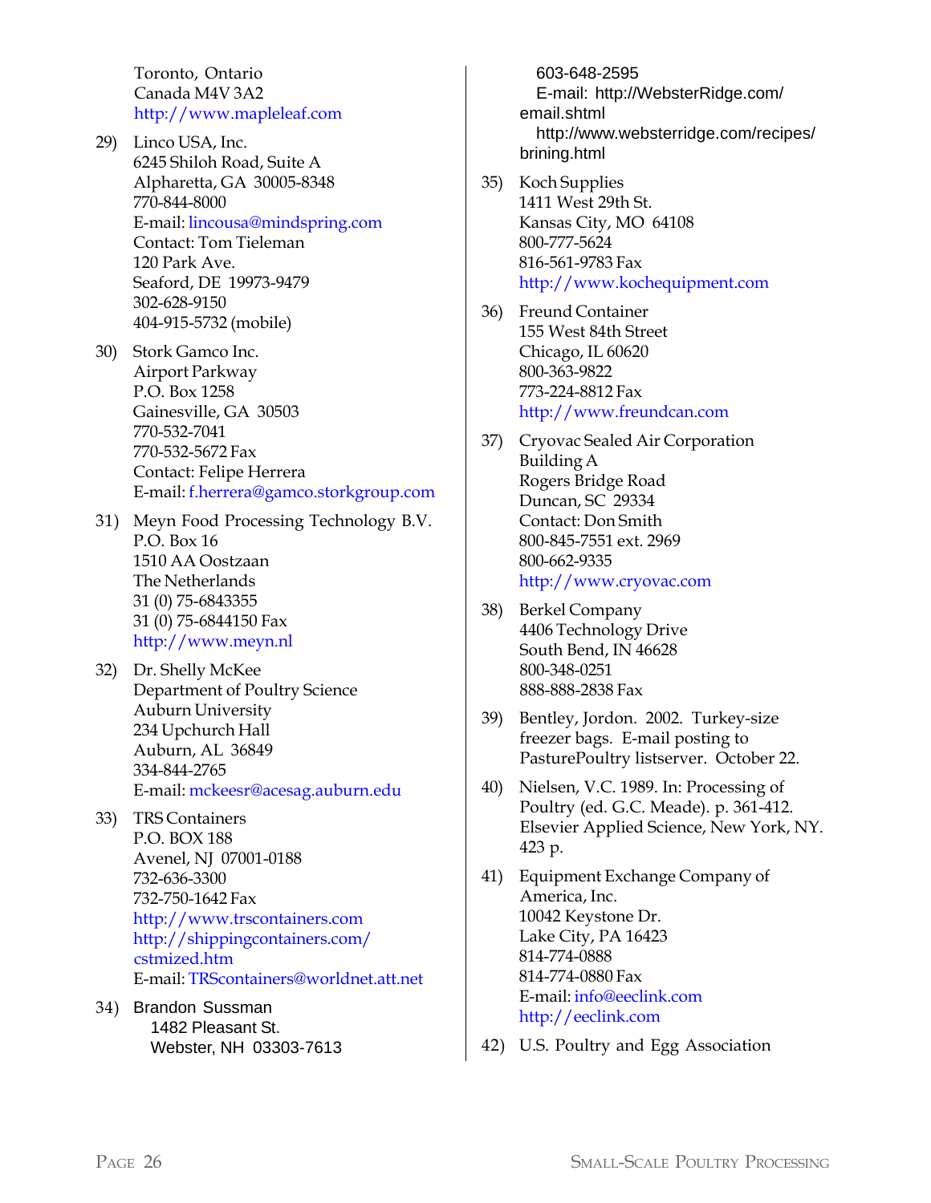Toronto, Ontario
Canada M4V 3A2
http://www.mapleleaf.com

29) Linco USA, Inc.
6245 Shiloh Road, Suite A
Alpharetta, GA 30005-8348
770-844-8000
E-mail: lincousa@mindspring.com
Contact: Tom Tieleman
120 Park Ave.
Seaford, DE 19973-9479
302-628-9150
404-915-5732 (mobile)

30) Stork Gamco Inc.
Airport Parkway
P.O. Box 1258
Gainesville, GA 30503
770-532-7041
770-532-5672 Fax
Contact: Felipe Herrera
E-mail: f.herrera@gamco.storkgroup.com

31) Meyn Food Processing Technology B.V.
P.O. Box 16
1510 AA Oostzaan
The Netherlands
31 (0) 75-6843355
31 (0) 75-6844150 Fax
http://www.meyn.nl

32) Dr. Shelly McKee
Department of Poultry Science
Auburn University
234 Upchurch Hall
Auburn, AL 36849
334-844-2765
E-mail: mckeesr@acesag.auburn.edu

33) TRS Containers
P.O. BOX 188
Avenel, NJ 07001-0188
732-636-3300
732-750-1642 Fax
http://www.trscontainers.com
http://shippingcontainers.com/cstmized.htm
E-mail: TRScontainers@worldnet.att.net

34) Brandon Sussman
1482 Pleasant St.
Webster, NH 03303-7613
603-648-2595
E-mail: http://WebsterRidge.com/email.shtml
http://www.websterridge.com/recipes/brining.html

35) Koch Supplies
1411 West 29th St.
Kansas City, MO 64108
800-777-5624
816-561-9783 Fax
http://www.kochequipment.com

36) Freund Container
155 West 84th Street
Chicago, IL 60620
800-363-9822
773-224-8812 Fax
http://www.freundcan.com

37) Cryovac Sealed Air Corporation
Building A
Rogers Bridge Road
Duncan, SC 29334
Contact: Don Smith
800-845-7551 ext. 2969
800-662-9335
http://www.cryovac.com

38) Berkel Company
4406 Technology Drive
South Bend, IN 46628
800-348-0251
888-888-2838 Fax

39) Bentley, Jordon. 2002. Turkey-size freezer bags. E-mail posting to PasturePoultry listserver. October 22.

40) Nielsen, V.C. 1989. In: Processing of Poultry (ed. G.C. Meade). p. 361-412. Elsevier Applied Science, New York, NY. 423 p.

41) Equipment Exchange Company of America, Inc.
10042 Keystone Dr.
Lake City, PA 16423
814-774-0888
814-774-0880 Fax
E-mail: info@eeclink.com
http://eeclink.com

42) U.S. Poultry and Egg Association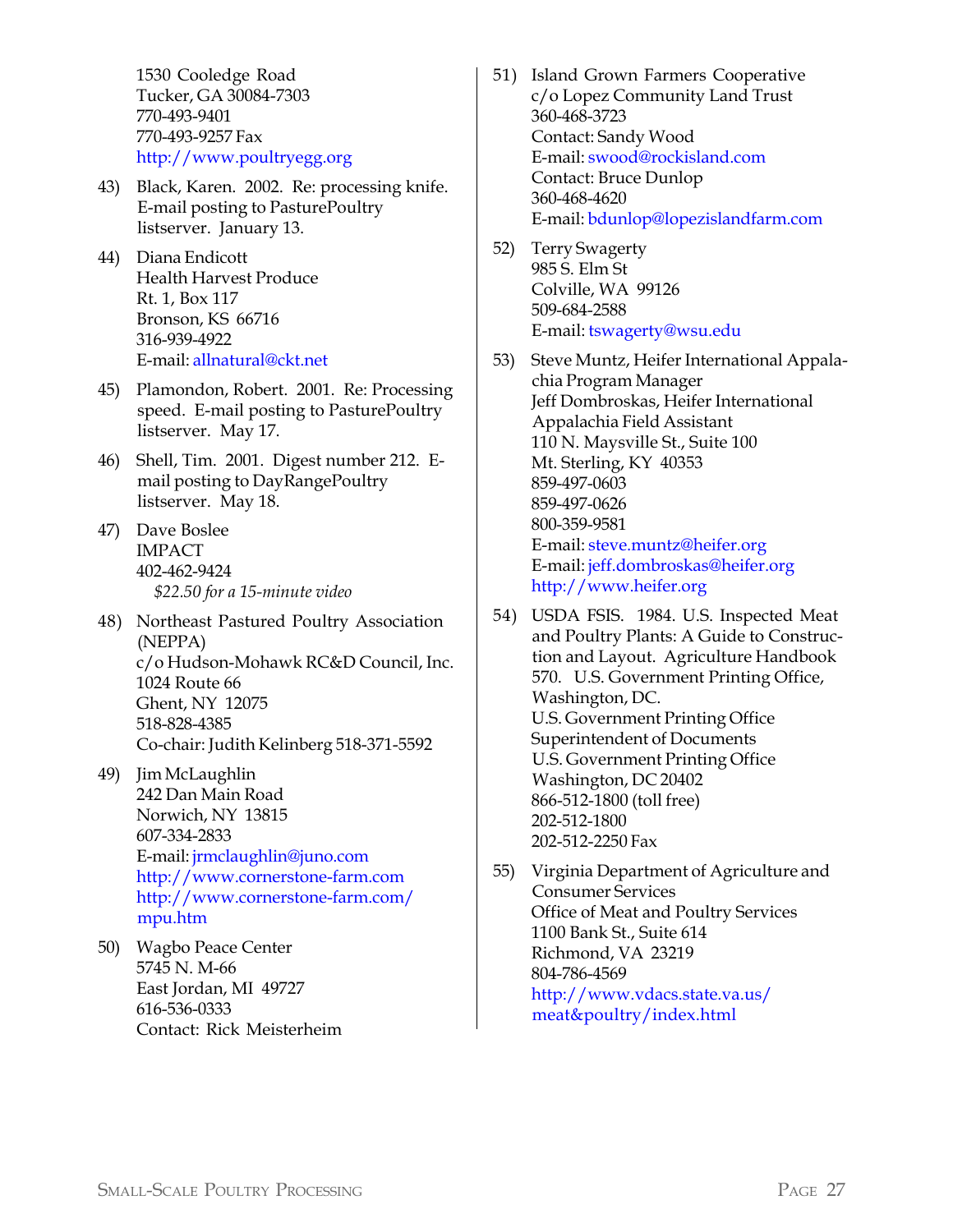1530 Cooledge Road
Tucker, GA 30084-7303
770-493-9401
770-493-9257 Fax
http://www.poultryegg.org

43) Black, Karen. 2002. Re: processing knife. E-mail posting to PasturePoultry listserver. January 13.

44) Diana Endicott
Health Harvest Produce
Rt. 1, Box 117
Bronson, KS 66716
316-939-4922
E-mail: allnatural@ckt.net

45) Plamondon, Robert. 2001. Re: Processing speed. E-mail posting to PasturePoultry listserver. May 17.

46) Shell, Tim. 2001. Digest number 212. E-mail posting to DayRangePoultry listserver. May 18.

47) Dave Boslee
IMPACT
402-462-9424
*$22.50 for a 15-minute video*

48) Northeast Pastured Poultry Association (NEPPA)
c/o Hudson-Mohawk RC&D Council, Inc.
1024 Route 66
Ghent, NY 12075
518-828-4385
Co-chair: Judith Kelinberg 518-371-5592

49) Jim McLaughlin
242 Dan Main Road
Norwich, NY 13815
607-334-2833
E-mail: jrmclaughlin@juno.com
http://www.cornerstone-farm.com
http://www.cornerstone-farm.com/mpu.htm

50) Wagbo Peace Center
5745 N. M-66
East Jordan, MI 49727
616-536-0333
Contact: Rick Meisterheim

51) Island Grown Farmers Cooperative
c/o Lopez Community Land Trust
360-468-3723
Contact: Sandy Wood
E-mail: swood@rockisland.com
Contact: Bruce Dunlop
360-468-4620
E-mail: bdunlop@lopezislandfarm.com

52) Terry Swagerty
985 S. Elm St
Colville, WA 99126
509-684-2588
E-mail: tswagerty@wsu.edu

53) Steve Muntz, Heifer International Appalachia Program Manager
Jeff Dombroskas, Heifer International Appalachia Field Assistant
110 N. Maysville St., Suite 100
Mt. Sterling, KY 40353
859-497-0603
859-497-0626
800-359-9581
E-mail: steve.muntz@heifer.org
E-mail: jeff.dombroskas@heifer.org
http://www.heifer.org

54) USDA FSIS. 1984. U.S. Inspected Meat and Poultry Plants: A Guide to Construction and Layout. Agriculture Handbook 570. U.S. Government Printing Office, Washington, DC.
U.S. Government Printing Office
Superintendent of Documents
U.S. Government Printing Office
Washington, DC 20402
866-512-1800 (toll free)
202-512-1800
202-512-2250 Fax

55) Virginia Department of Agriculture and Consumer Services
Office of Meat and Poultry Services
1100 Bank St., Suite 614
Richmond, VA 23219
804-786-4569
http://www.vdacs.state.va.us/meat&poultry/index.html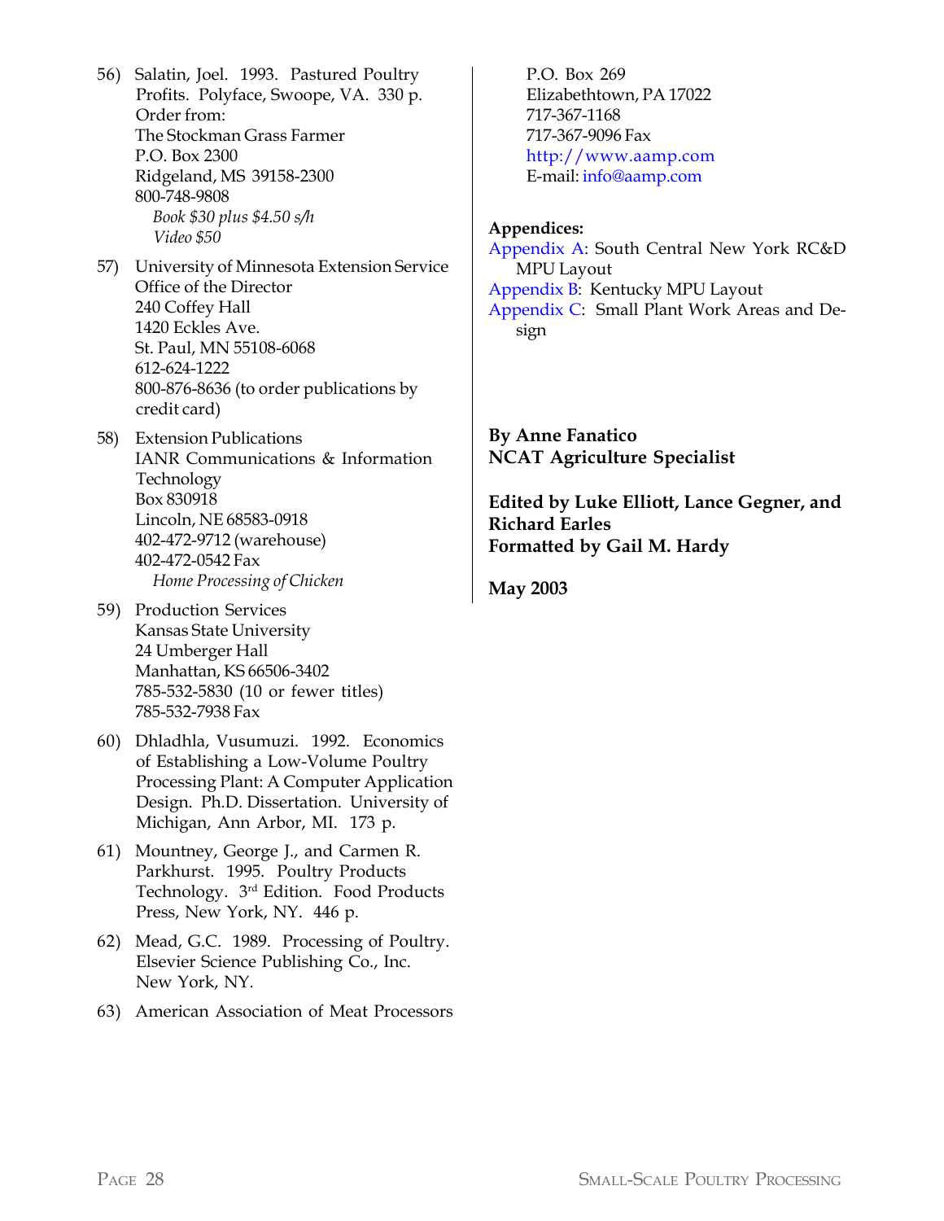56) Salatin, Joel. 1993. Pastured Poultry Profits. Polyface, Swoope, VA. 330 p.
   Order from:
   The Stockman Grass Farmer
   P.O. Box 2300
   Ridgeland, MS 39158-2300
   800-748-9808
   *Book $30 plus $4.50 s/h*
   *Video $50*

57) University of Minnesota Extension Service
   Office of the Director
   240 Coffey Hall
   1420 Eckles Ave.
   St. Paul, MN 55108-6068
   612-624-1222
   800-876-8636 (to order publications by credit card)

58) Extension Publications
   IANR Communications & Information Technology
   Box 830918
   Lincoln, NE 68583-0918
   402-472-9712 (warehouse)
   402-472-0542 Fax
   *Home Processing of Chicken*

59) Production Services
   Kansas State University
   24 Umberger Hall
   Manhattan, KS 66506-3402
   785-532-5830 (10 or fewer titles)
   785-532-7938 Fax

60) Dhladhla, Vusumuzi. 1992. Economics of Establishing a Low-Volume Poultry Processing Plant: A Computer Application Design. Ph.D. Dissertation. University of Michigan, Ann Arbor, MI. 173 p.

61) Mountney, George J., and Carmen R. Parkhurst. 1995. Poultry Products Technology. 3rd Edition. Food Products Press, New York, NY. 446 p.

62) Mead, G.C. 1989. Processing of Poultry. Elsevier Science Publishing Co., Inc. New York, NY.

63) American Association of Meat Processors
   P.O. Box 269
   Elizabethtown, PA 17022
   717-367-1168
   717-367-9096 Fax
   http://www.aamp.com
   E-mail: info@aamp.com

**Appendices:**

Appendix A: South Central New York RC&D MPU Layout

Appendix B: Kentucky MPU Layout

Appendix C: Small Plant Work Areas and Design

**By Anne Fanatico**
**NCAT Agriculture Specialist**

**Edited by Luke Elliott, Lance Gegner, and Richard Earles**
**Formatted by Gail M. Hardy**

**May 2003**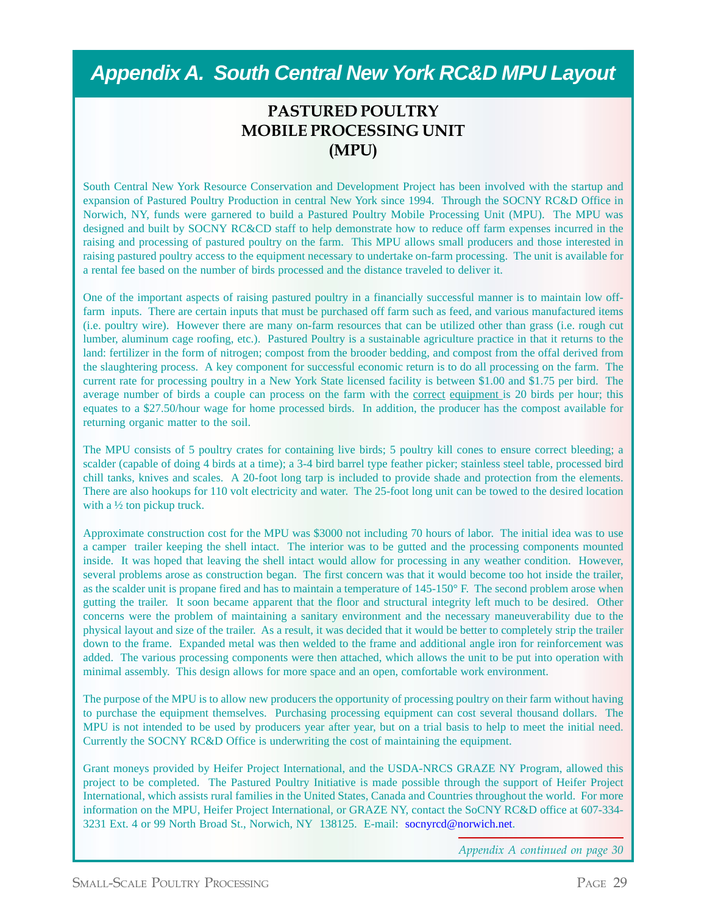# Appendix A. South Central New York RC&D MPU Layout

## PASTURED POULTRY MOBILE PROCESSING UNIT (MPU)

South Central New York Resource Conservation and Development Project has been involved with the startup and expansion of Pastured Poultry Production in central New York since 1994. Through the SOCNY RC&D Office in Norwich, NY, funds were garnered to build a Pastured Poultry Mobile Processing Unit (MPU). The MPU was designed and built by SOCNY RC&CD staff to help demonstrate how to reduce off farm expenses incurred in the raising and processing of pastured poultry on the farm. This MPU allows small producers and those interested in raising pastured poultry access to the equipment necessary to undertake on-farm processing. The unit is available for a rental fee based on the number of birds processed and the distance traveled to deliver it.

One of the important aspects of raising pastured poultry in a financially successful manner is to maintain low off-farm inputs. There are certain inputs that must be purchased off farm such as feed, and various manufactured items (i.e. poultry wire). However there are many on-farm resources that can be utilized other than grass (i.e. rough cut lumber, aluminum cage roofing, etc.). Pastured Poultry is a sustainable agriculture practice in that it returns to the land: fertilizer in the form of nitrogen; compost from the brooder bedding, and compost from the offal derived from the slaughtering process. A key component for successful economic return is to do all processing on the farm. The current rate for processing poultry in a New York State licensed facility is between $1.00 and $1.75 per bird. The average number of birds a couple can process on the farm with the correct equipment is 20 birds per hour; this equates to a $27.50/hour wage for home processed birds. In addition, the producer has the compost available for returning organic matter to the soil.

The MPU consists of 5 poultry crates for containing live birds; 5 poultry kill cones to ensure correct bleeding; a scalder (capable of doing 4 birds at a time); a 3-4 bird barrel type feather picker; stainless steel table, processed bird chill tanks, knives and scales. A 20-foot long tarp is included to provide shade and protection from the elements. There are also hookups for 110 volt electricity and water. The 25-foot long unit can be towed to the desired location with a ½ ton pickup truck.

Approximate construction cost for the MPU was $3000 not including 70 hours of labor. The initial idea was to use a camper trailer keeping the shell intact. The interior was to be gutted and the processing components mounted inside. It was hoped that leaving the shell intact would allow for processing in any weather condition. However, several problems arose as construction began. The first concern was that it would become too hot inside the trailer, as the scalder unit is propane fired and has to maintain a temperature of 145-150° F. The second problem arose when gutting the trailer. It soon became apparent that the floor and structural integrity left much to be desired. Other concerns were the problem of maintaining a sanitary environment and the necessary maneuverability due to the physical layout and size of the trailer. As a result, it was decided that it would be better to completely strip the trailer down to the frame. Expanded metal was then welded to the frame and additional angle iron for reinforcement was added. The various processing components were then attached, which allows the unit to be put into operation with minimal assembly. This design allows for more space and an open, comfortable work environment.

The purpose of the MPU is to allow new producers the opportunity of processing poultry on their farm without having to purchase the equipment themselves. Purchasing processing equipment can cost several thousand dollars. The MPU is not intended to be used by producers year after year, but on a trial basis to help to meet the initial need. Currently the SOCNY RC&D Office is underwriting the cost of maintaining the equipment.

Grant moneys provided by Heifer Project International, and the USDA-NRCS GRAZE NY Program, allowed this project to be completed. The Pastured Poultry Initiative is made possible through the support of Heifer Project International, which assists rural families in the United States, Canada and Countries throughout the world. For more information on the MPU, Heifer Project International, or GRAZE NY, contact the SoCNY RC&D office at 607-334-3231 Ext. 4 or 99 North Broad St., Norwich, NY 138125. E-mail: socnyrcd@norwich.net.

*Appendix A continued on page 30*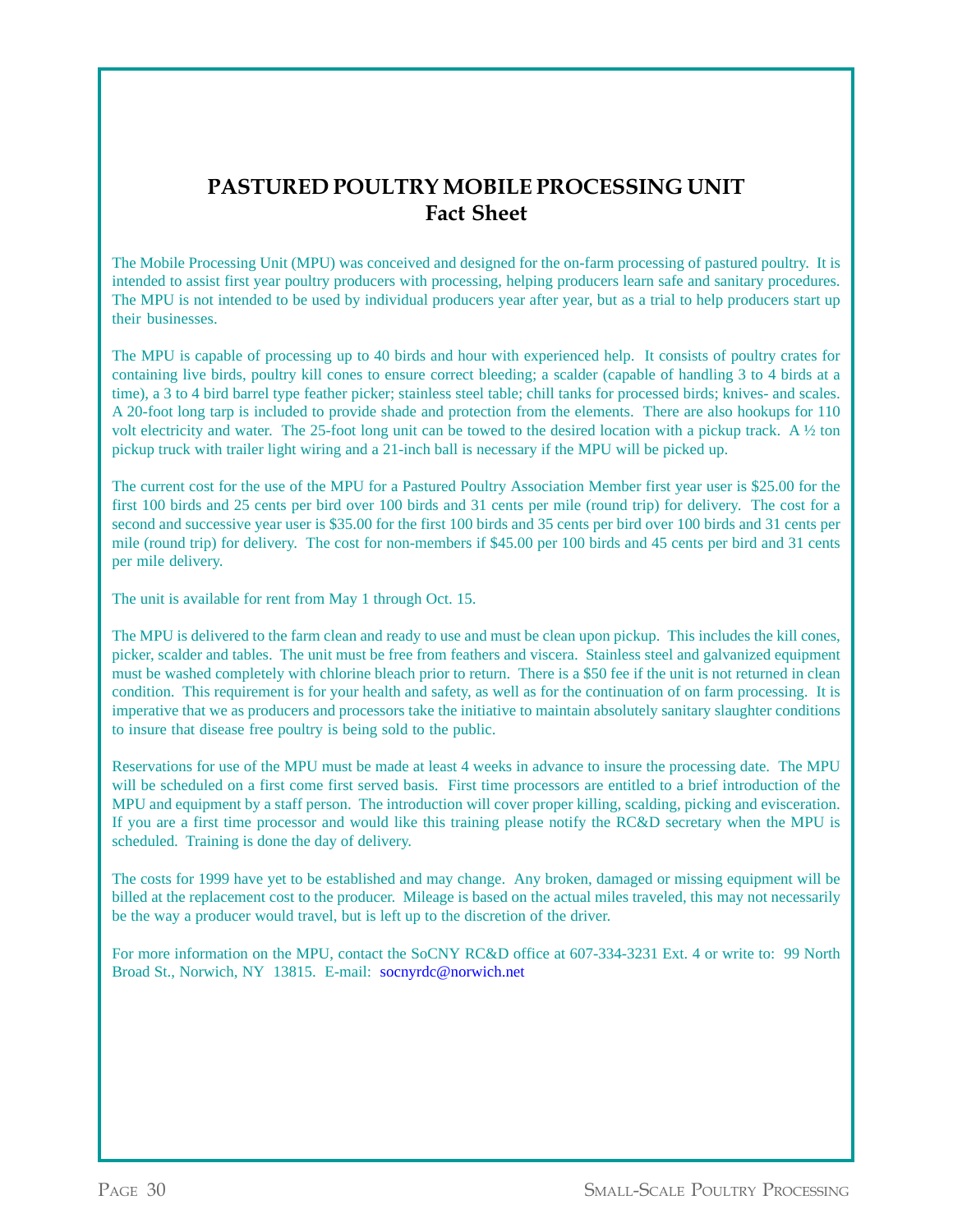# PASTURED POULTRY MOBILE PROCESSING UNIT
## Fact Sheet

The Mobile Processing Unit (MPU) was conceived and designed for the on-farm processing of pastured poultry. It is intended to assist first year poultry producers with processing, helping producers learn safe and sanitary procedures. The MPU is not intended to be used by individual producers year after year, but as a trial to help producers start up their businesses.

The MPU is capable of processing up to 40 birds and hour with experienced help. It consists of poultry crates for containing live birds, poultry kill cones to ensure correct bleeding; a scalder (capable of handling 3 to 4 birds at a time), a 3 to 4 bird barrel type feather picker; stainless steel table; chill tanks for processed birds; knives- and scales. A 20-foot long tarp is included to provide shade and protection from the elements. There are also hookups for 110 volt electricity and water. The 25-foot long unit can be towed to the desired location with a pickup track. A ½ ton pickup truck with trailer light wiring and a 21-inch ball is necessary if the MPU will be picked up.

The current cost for the use of the MPU for a Pastured Poultry Association Member first year user is $25.00 for the first 100 birds and 25 cents per bird over 100 birds and 31 cents per mile (round trip) for delivery. The cost for a second and successive year user is $35.00 for the first 100 birds and 35 cents per bird over 100 birds and 31 cents per mile (round trip) for delivery. The cost for non-members if $45.00 per 100 birds and 45 cents per bird and 31 cents per mile delivery.

The unit is available for rent from May 1 through Oct. 15.

The MPU is delivered to the farm clean and ready to use and must be clean upon pickup. This includes the kill cones, picker, scalder and tables. The unit must be free from feathers and viscera. Stainless steel and galvanized equipment must be washed completely with chlorine bleach prior to return. There is a $50 fee if the unit is not returned in clean condition. This requirement is for your health and safety, as well as for the continuation of on farm processing. It is imperative that we as producers and processors take the initiative to maintain absolutely sanitary slaughter conditions to insure that disease free poultry is being sold to the public.

Reservations for use of the MPU must be made at least 4 weeks in advance to insure the processing date. The MPU will be scheduled on a first come first served basis. First time processors are entitled to a brief introduction of the MPU and equipment by a staff person. The introduction will cover proper killing, scalding, picking and evisceration. If you are a first time processor and would like this training please notify the RC&D secretary when the MPU is scheduled. Training is done the day of delivery.

The costs for 1999 have yet to be established and may change. Any broken, damaged or missing equipment will be billed at the replacement cost to the producer. Mileage is based on the actual miles traveled, this may not necessarily be the way a producer would travel, but is left up to the discretion of the driver.

For more information on the MPU, contact the SoCNY RC&D office at 607-334-3231 Ext. 4 or write to: 99 North Broad St., Norwich, NY 13815. E-mail: socnyrdc@norwich.net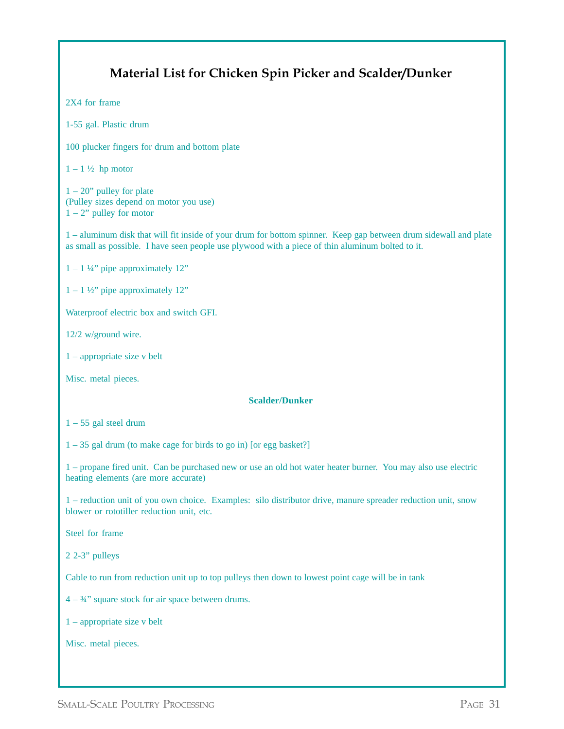## Material List for Chicken Spin Picker and Scalder/Dunker

2X4 for frame

1-55 gal. Plastic drum

100 plucker fingers for drum and bottom plate

1 – 1 ½  hp motor

1 – 20" pulley for plate
(Pulley sizes depend on motor you use)
1 – 2" pulley for motor

1 – aluminum disk that will fit inside of your drum for bottom spinner.  Keep gap between drum sidewall and plate as small as possible.  I have seen people use plywood with a piece of thin aluminum bolted to it.

1 – 1 ¼" pipe approximately 12"

1 – 1 ½" pipe approximately 12"

Waterproof electric box and switch GFI.

12/2 w/ground wire.

1 – appropriate size v belt

Misc. metal pieces.

**Scalder/Dunker**

1 – 55 gal steel drum

1 – 35 gal drum (to make cage for birds to go in) [or egg basket?]

1 – propane fired unit.  Can be purchased new or use an old hot water heater burner.  You may also use electric heating elements (are more accurate)

1 – reduction unit of you own choice.  Examples:  silo distributor drive, manure spreader reduction unit, snow blower or rototiller reduction unit, etc.

Steel for frame

2 2-3" pulleys

Cable to run from reduction unit up to top pulleys then down to lowest point cage will be in tank

4 – ¾" square stock for air space between drums.

1 – appropriate size v belt

Misc. metal pieces.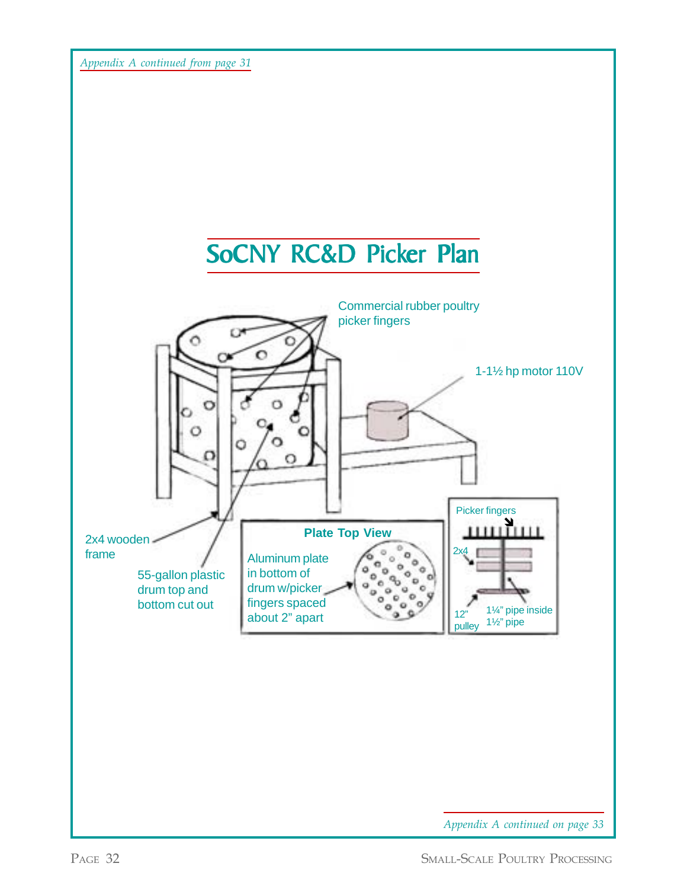*Appendix A continued from page 31*

# SoCNY RC&D Picker Plan

Commercial rubber poultry picker fingers

1-1½ hp motor 110V

2x4 wooden frame

55-gallon plastic drum top and bottom cut out

**Plate Top View**

Aluminum plate in bottom of drum w/picker fingers spaced about 2" apart

Picker fingers

2x4

12" pulley

1¼" pipe inside 1½" pipe

*Appendix A continued on page 33*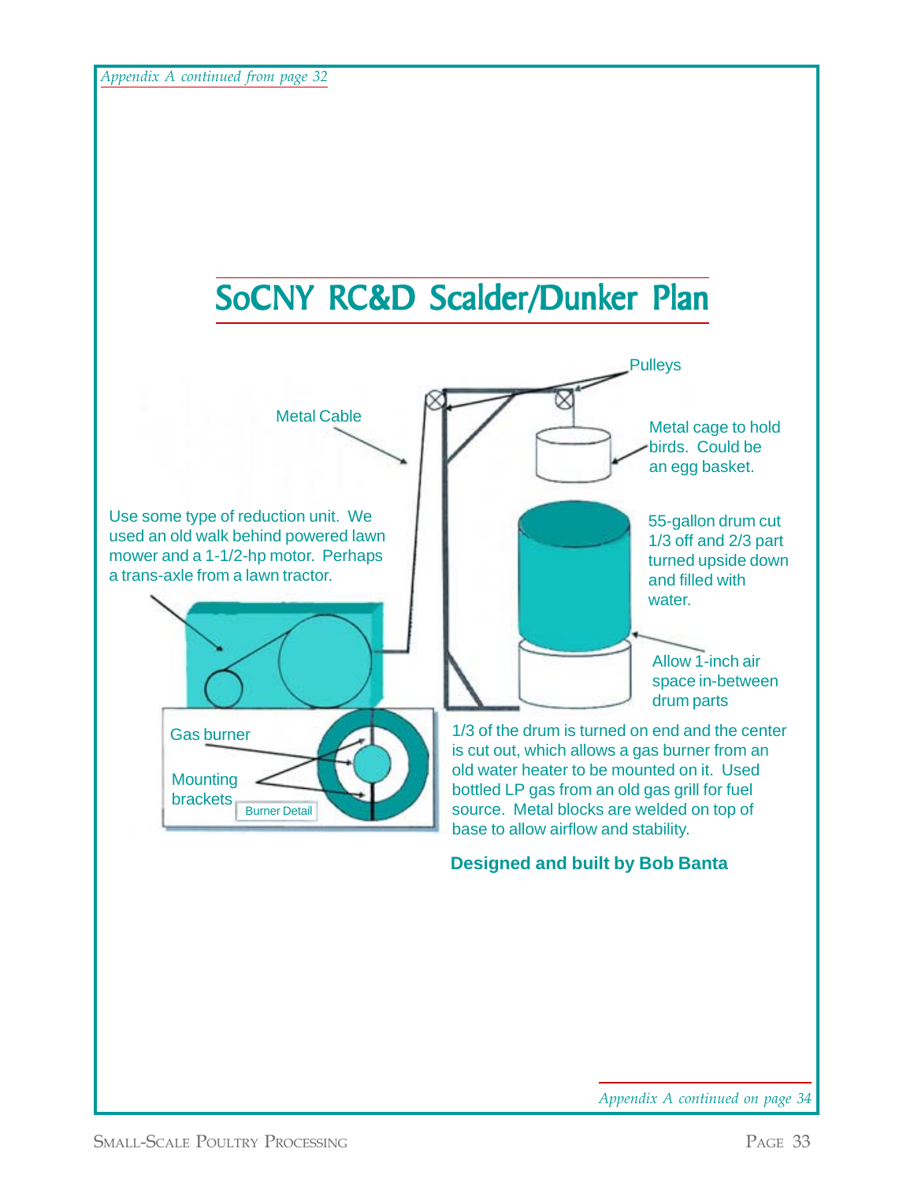*Appendix A continued from page 32*

# SoCNY RC&D Scalder/Dunker Plan

Pulleys

Metal Cable

Metal cage to hold birds. Could be an egg basket.

Use some type of reduction unit. We used an old walk behind powered lawn mower and a 1-1/2-hp motor. Perhaps a trans-axle from a lawn tractor.

55-gallon drum cut 1/3 off and 2/3 part turned upside down and filled with water.

Allow 1-inch air space in-between drum parts

Gas burner

Mounting brackets

Burner Detail

1/3 of the drum is turned on end and the center is cut out, which allows a gas burner from an old water heater to be mounted on it. Used bottled LP gas from an old gas grill for fuel source. Metal blocks are welded on top of base to allow airflow and stability.

**Designed and built by Bob Banta**

*Appendix A continued on page 34*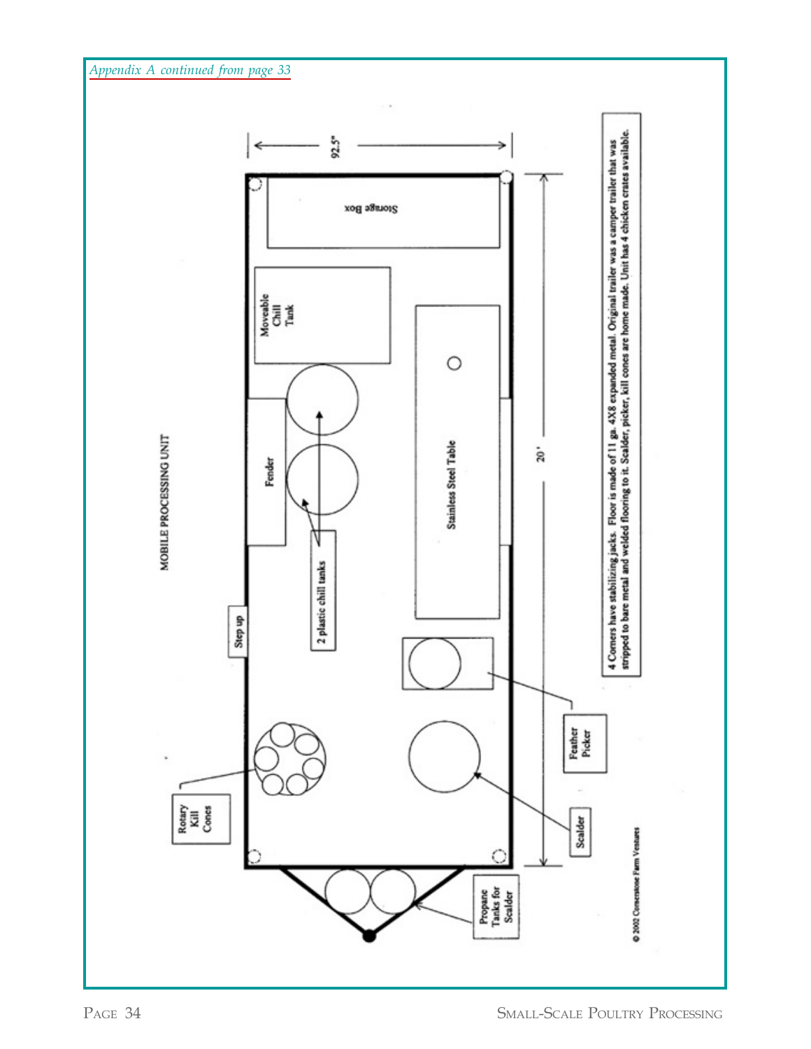*Appendix A continued from page 33*

MOBILE PROCESSING UNIT

92.5"

20'

Storage Box

Moveable Chill Tank

Stainless Steel Table

Fender

2 plastic chill tanks

Step up

Feather Picker

Rotary Kill Cones

Scalder

Propane Tanks for Scalder

4 Corners have stabilizing jacks. Floor is made of 11 ga. 4X8 expanded metal. Original trailer was a camper trailer that was stripped to bare metal and welded flooring to it. Scalder, picker, kill cones are home made. Unit has 4 chicken crates available.

© 2002 Cornerstone Farm Ventures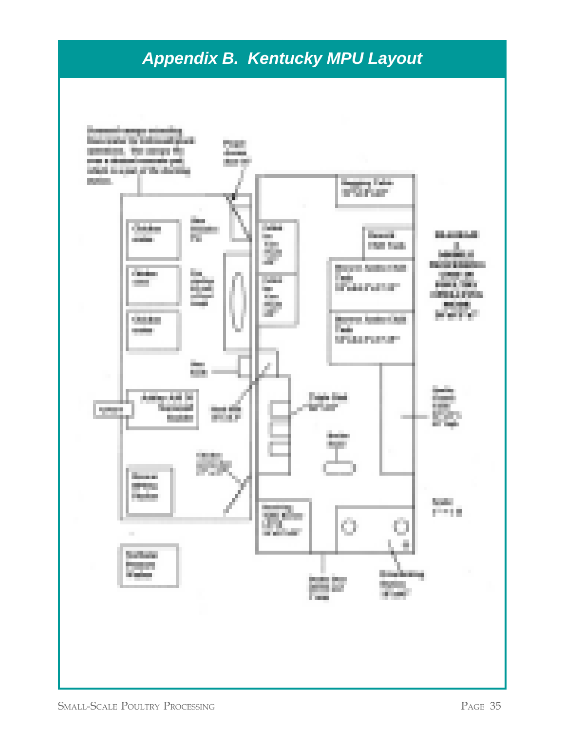# Appendix B. Kentucky MPU Layout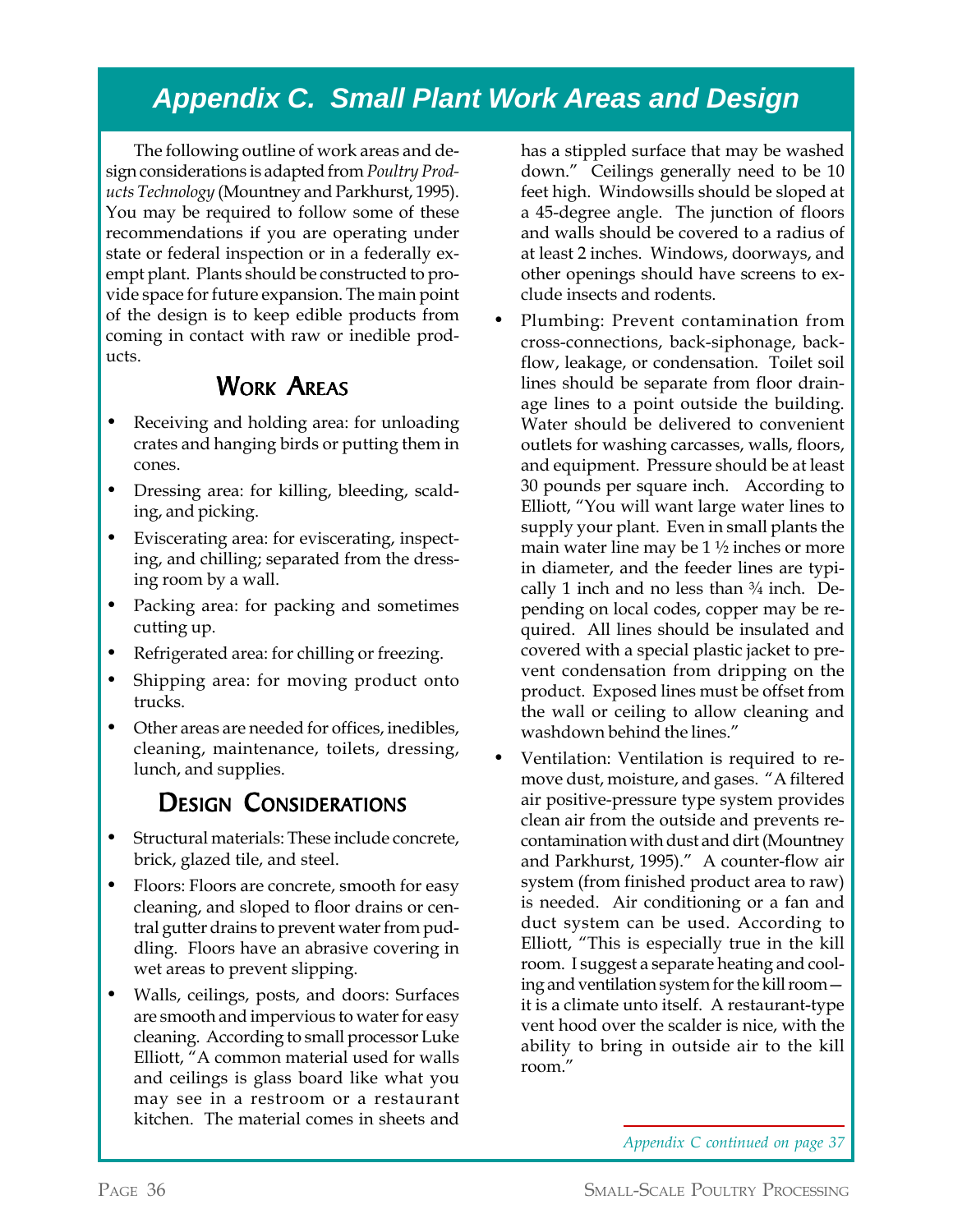# Appendix C. Small Plant Work Areas and Design

The following outline of work areas and design considerations is adapted from *Poultry Products Technology* (Mountney and Parkhurst, 1995). You may be required to follow some of these recommendations if you are operating under state or federal inspection or in a federally exempt plant. Plants should be constructed to provide space for future expansion. The main point of the design is to keep edible products from coming in contact with raw or inedible products.

## Work Areas

- Receiving and holding area: for unloading crates and hanging birds or putting them in cones.
- Dressing area: for killing, bleeding, scalding, and picking.
- Eviscerating area: for eviscerating, inspecting, and chilling; separated from the dressing room by a wall.
- Packing area: for packing and sometimes cutting up.
- Refrigerated area: for chilling or freezing.
- Shipping area: for moving product onto trucks.
- Other areas are needed for offices, inedibles, cleaning, maintenance, toilets, dressing, lunch, and supplies.

## Design Considerations

- Structural materials: These include concrete, brick, glazed tile, and steel.
- Floors: Floors are concrete, smooth for easy cleaning, and sloped to floor drains or central gutter drains to prevent water from puddling. Floors have an abrasive covering in wet areas to prevent slipping.
- Walls, ceilings, posts, and doors: Surfaces are smooth and impervious to water for easy cleaning. According to small processor Luke Elliott, "A common material used for walls and ceilings is glass board like what you may see in a restroom or a restaurant kitchen. The material comes in sheets and has a stippled surface that may be washed down." Ceilings generally need to be 10 feet high. Windowsills should be sloped at a 45-degree angle. The junction of floors and walls should be covered to a radius of at least 2 inches. Windows, doorways, and other openings should have screens to exclude insects and rodents.
- Plumbing: Prevent contamination from cross-connections, back-siphonage, backflow, leakage, or condensation. Toilet soil lines should be separate from floor drainage lines to a point outside the building. Water should be delivered to convenient outlets for washing carcasses, walls, floors, and equipment. Pressure should be at least 30 pounds per square inch. According to Elliott, "You will want large water lines to supply your plant. Even in small plants the main water line may be 1 ½ inches or more in diameter, and the feeder lines are typically 1 inch and no less than ¾ inch. Depending on local codes, copper may be required. All lines should be insulated and covered with a special plastic jacket to prevent condensation from dripping on the product. Exposed lines must be offset from the wall or ceiling to allow cleaning and washdown behind the lines."
- Ventilation: Ventilation is required to remove dust, moisture, and gases. "A filtered air positive-pressure type system provides clean air from the outside and prevents recontamination with dust and dirt (Mountney and Parkhurst, 1995)." A counter-flow air system (from finished product area to raw) is needed. Air conditioning or a fan and duct system can be used. According to Elliott, "This is especially true in the kill room. I suggest a separate heating and cooling and ventilation system for the kill room—it is a climate unto itself. A restaurant-type vent hood over the scalder is nice, with the ability to bring in outside air to the kill room."

*Appendix C continued on page 37*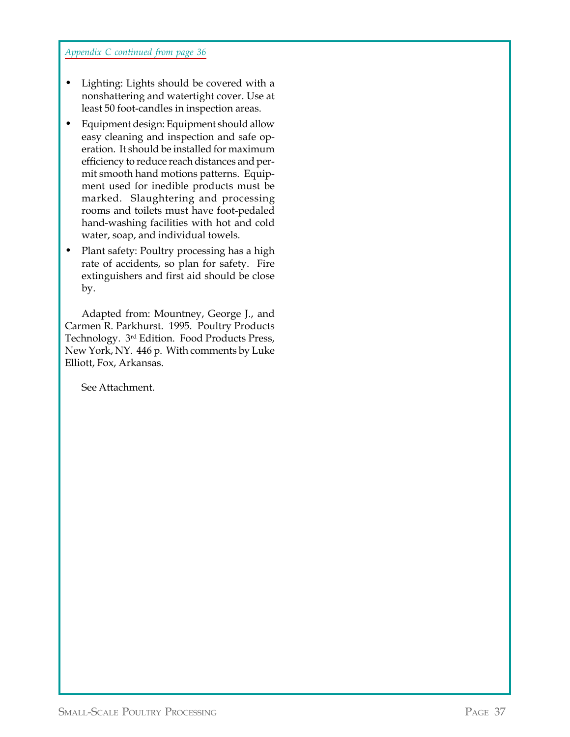*Appendix C continued from page 36*

- Lighting: Lights should be covered with a nonshattering and watertight cover. Use at least 50 foot-candles in inspection areas.
- Equipment design: Equipment should allow easy cleaning and inspection and safe operation. It should be installed for maximum efficiency to reduce reach distances and permit smooth hand motions patterns. Equipment used for inedible products must be marked. Slaughtering and processing rooms and toilets must have foot-pedaled hand-washing facilities with hot and cold water, soap, and individual towels.
- Plant safety: Poultry processing has a high rate of accidents, so plan for safety. Fire extinguishers and first aid should be close by.

Adapted from: Mountney, George J., and Carmen R. Parkhurst. 1995. Poultry Products Technology. 3rd Edition. Food Products Press, New York, NY. 446 p. With comments by Luke Elliott, Fox, Arkansas.

See Attachment.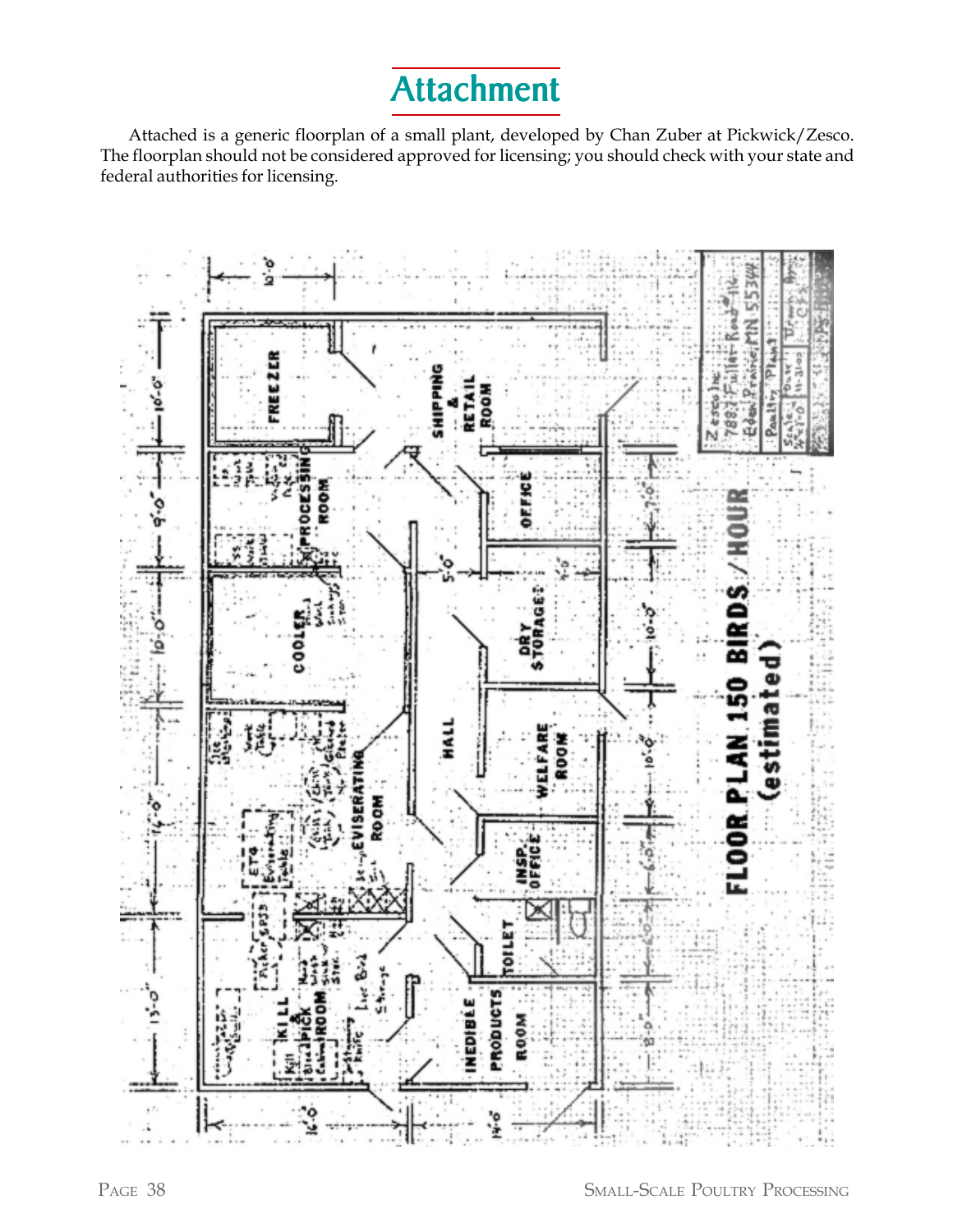# Attachment

Attached is a generic floorplan of a small plant, developed by Chan Zuber at Pickwick/Zesco. The floorplan should not be considered approved for licensing; you should check with your state and federal authorities for licensing.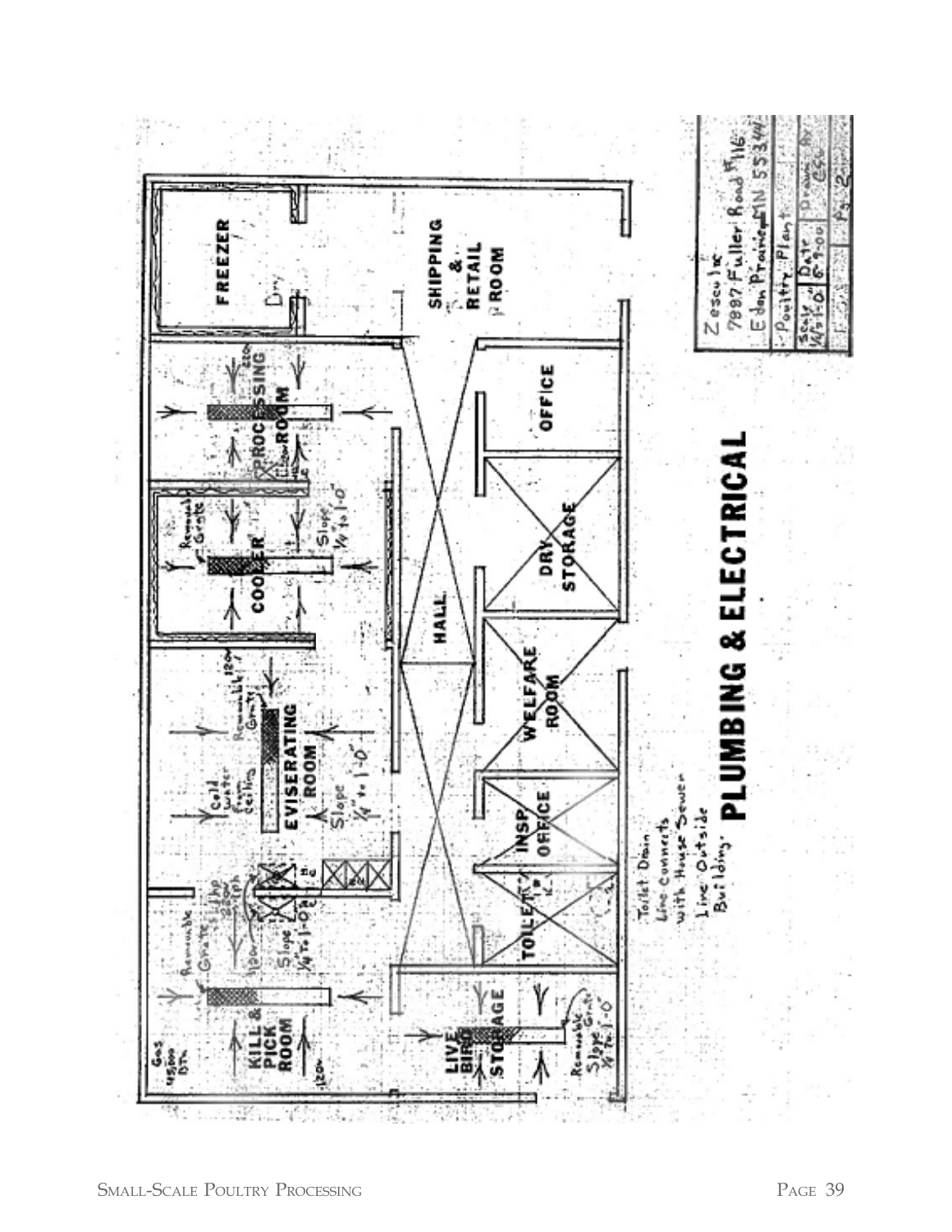**PLUMBING & ELECTRICAL**

FREEZER

SHIPPING & RETAIL ROOM

PROCESSING ROOM

COOLER

OFFICE

DRY STORAGE

HALL

WELFARE ROOM

EVISERATING ROOM

INSP. OFFICE

TOILET

KILL & PICK ROOM

LIVE BIRD STORAGE

Removable Grate

Slope ¼" to 1'-0"

Cold water from ceiling

Gas 45000 BTU

Toilet Drain Line connects with House Sewer Line Outside Building

Zesculac
7887 Fuller Road #116
Eden Prairie, MN 55344

Poultry Plant

| Scale ¼"=1'-0" | Date 6-9-00 | Drawn By CSC |
|---|---|---|
| | | Pg 2 |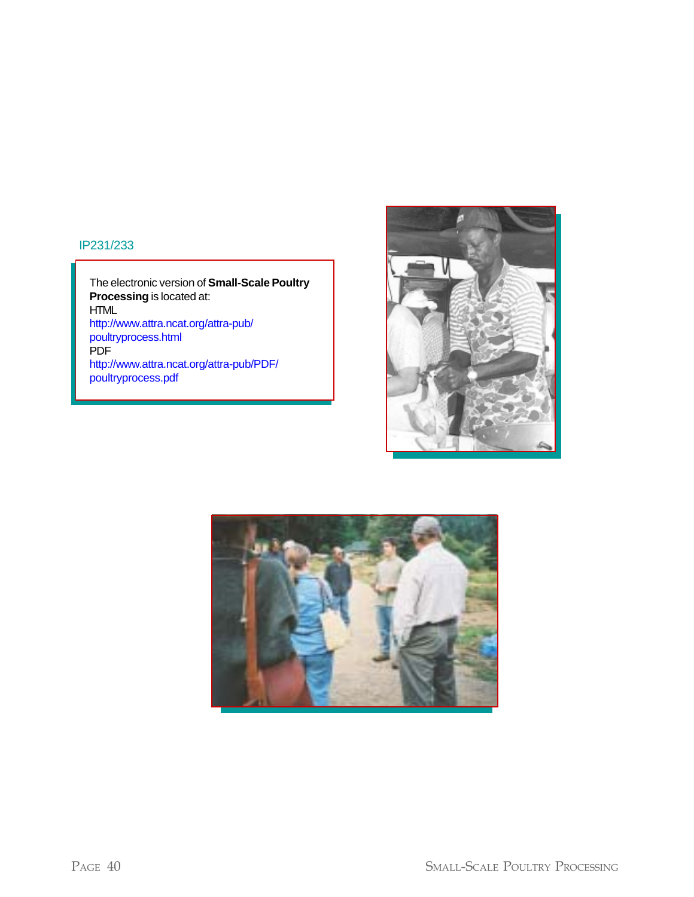IP231/233

The electronic version of **Small-Scale Poultry Processing** is located at:
HTML
http://www.attra.ncat.org/attra-pub/poultryprocess.html
PDF
http://www.attra.ncat.org/attra-pub/PDF/poultryprocess.pdf